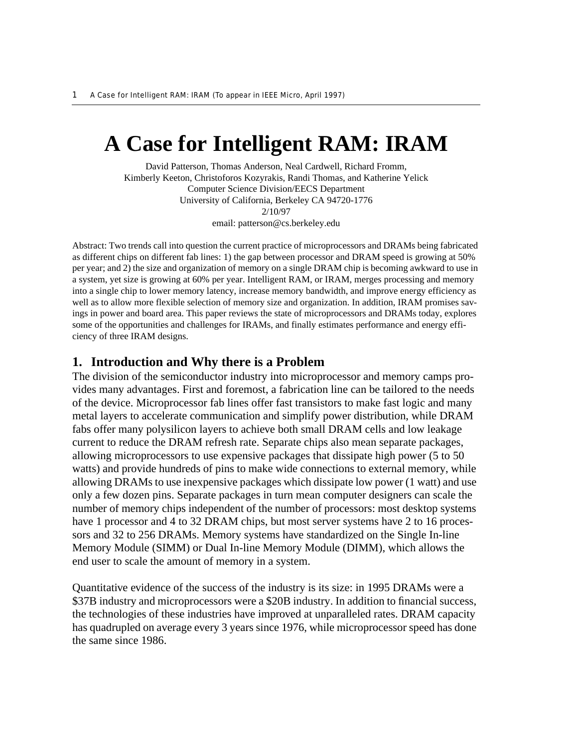# A Case for Intelligent RAM: IRAM

David Patterson, Thomas Anderson, Neal Cardwell, Richard Fromm,
Kimberly Keeton, Christoforos Kozyrakis, Randi Thomas, and Katherine Yelick
Computer Science Division/EECS Department
University of California, Berkeley CA 94720-1776
2/10/97
email: patterson@cs.berkeley.edu

Abstract: Two trends call into question the current practice of microprocessors and DRAMs being fabricated as different chips on different fab lines: 1) the gap between processor and DRAM speed is growing at 50% per year; and 2) the size and organization of memory on a single DRAM chip is becoming awkward to use in a system, yet size is growing at 60% per year. Intelligent RAM, or IRAM, merges processing and memory into a single chip to lower memory latency, increase memory bandwidth, and improve energy efficiency as well as to allow more flexible selection of memory size and organization. In addition, IRAM promises savings in power and board area. This paper reviews the state of microprocessors and DRAMs today, explores some of the opportunities and challenges for IRAMs, and finally estimates performance and energy efficiency of three IRAM designs.

## 1. Introduction and Why there is a Problem

The division of the semiconductor industry into microprocessor and memory camps provides many advantages. First and foremost, a fabrication line can be tailored to the needs of the device. Microprocessor fab lines offer fast transistors to make fast logic and many metal layers to accelerate communication and simplify power distribution, while DRAM fabs offer many polysilicon layers to achieve both small DRAM cells and low leakage current to reduce the DRAM refresh rate. Separate chips also mean separate packages, allowing microprocessors to use expensive packages that dissipate high power (5 to 50 watts) and provide hundreds of pins to make wide connections to external memory, while allowing DRAMs to use inexpensive packages which dissipate low power (1 watt) and use only a few dozen pins. Separate packages in turn mean computer designers can scale the number of memory chips independent of the number of processors: most desktop systems have 1 processor and 4 to 32 DRAM chips, but most server systems have 2 to 16 processors and 32 to 256 DRAMs. Memory systems have standardized on the Single In-line Memory Module (SIMM) or Dual In-line Memory Module (DIMM), which allows the end user to scale the amount of memory in a system.

Quantitative evidence of the success of the industry is its size: in 1995 DRAMs were a $37B industry and microprocessors were a $20B industry. In addition to financial success, the technologies of these industries have improved at unparalleled rates. DRAM capacity has quadrupled on average every 3 years since 1976, while microprocessor speed has done the same since 1986.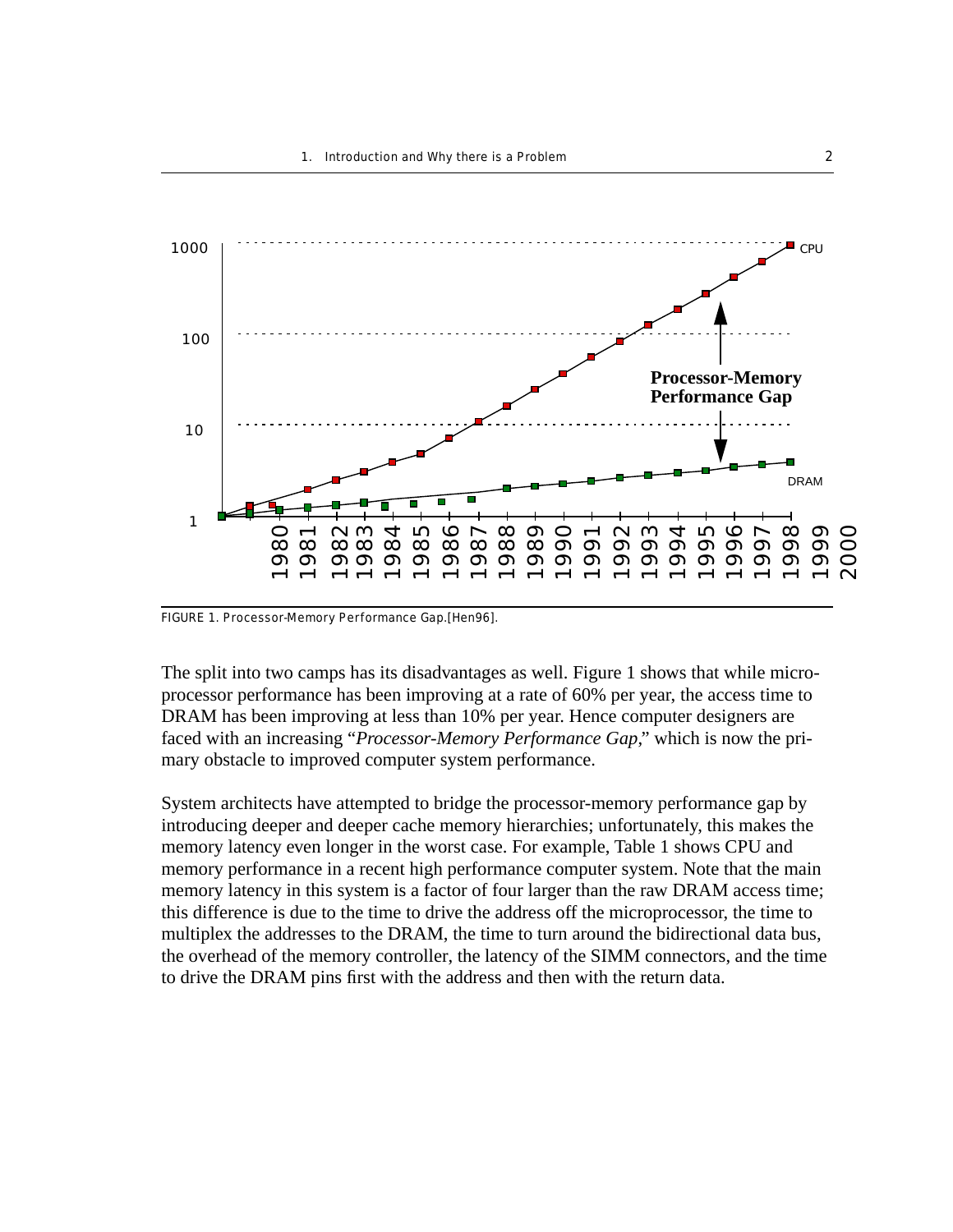FIGURE 1. Processor-Memory Performance Gap.[Hen96].

The split into two camps has its disadvantages as well. Figure 1 shows that while microprocessor performance has been improving at a rate of 60% per year, the access time to DRAM has been improving at less than 10% per year. Hence computer designers are faced with an increasing "*Processor-Memory Performance Gap*," which is now the primary obstacle to improved computer system performance.

System architects have attempted to bridge the processor-memory performance gap by introducing deeper and deeper cache memory hierarchies; unfortunately, this makes the memory latency even longer in the worst case. For example, Table 1 shows CPU and memory performance in a recent high performance computer system. Note that the main memory latency in this system is a factor of four larger than the raw DRAM access time; this difference is due to the time to drive the address off the microprocessor, the time to multiplex the addresses to the DRAM, the time to turn around the bidirectional data bus, the overhead of the memory controller, the latency of the SIMM connectors, and the time to drive the DRAM pins first with the address and then with the return data.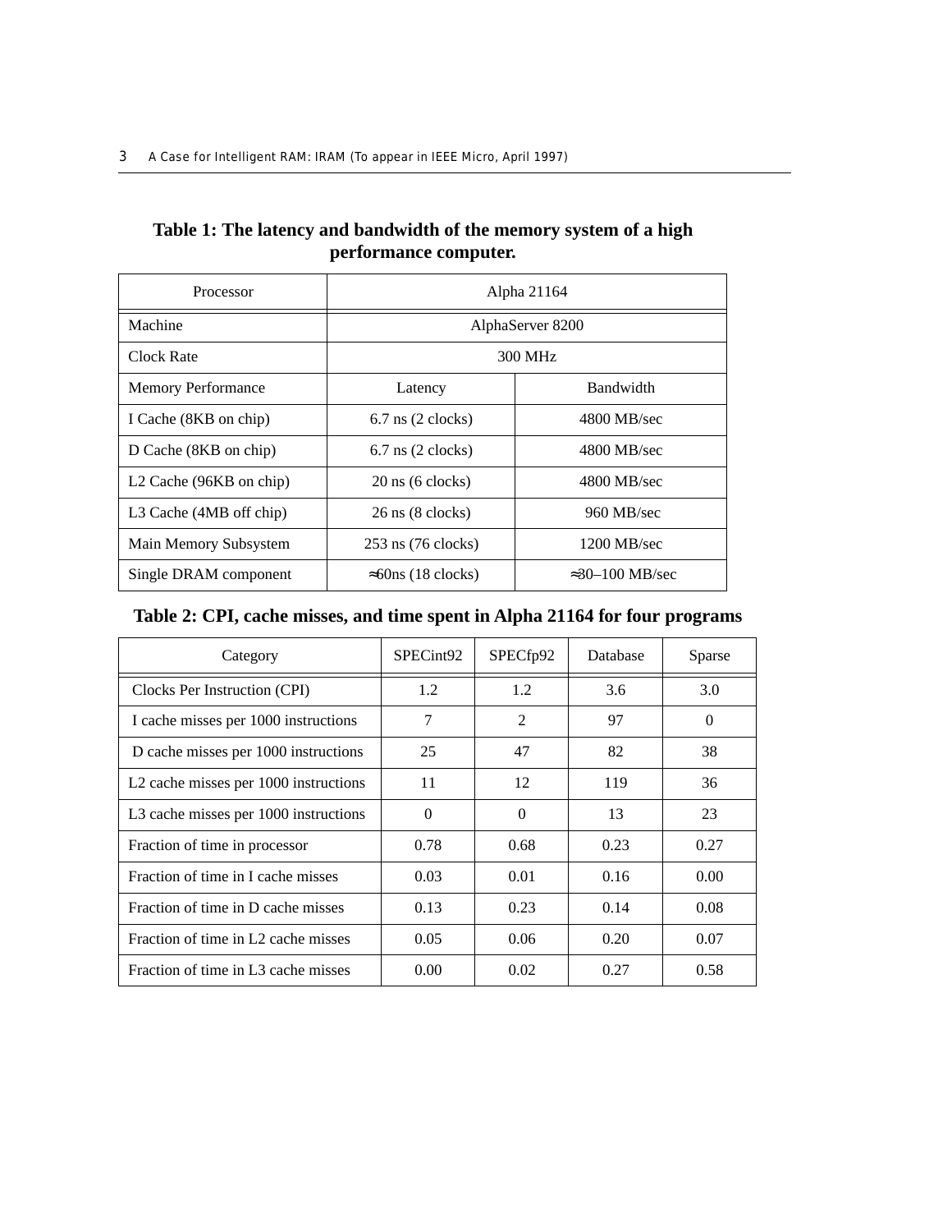**Table 1: The latency and bandwidth of the memory system of a high performance computer.**

| Processor | Alpha 21164 | |
|---|---|---|
| Machine | AlphaServer 8200 | |
| Clock Rate | 300 MHz | |
| Memory Performance | Latency | Bandwidth |
| I Cache (8KB on chip) | 6.7 ns (2 clocks) | 4800 MB/sec |
| D Cache (8KB on chip) | 6.7 ns (2 clocks) | 4800 MB/sec |
| L2 Cache (96KB on chip) | 20 ns (6 clocks) | 4800 MB/sec |
| L3 Cache (4MB off chip) | 26 ns (8 clocks) | 960 MB/sec |
| Main Memory Subsystem | 253 ns (76 clocks) | 1200 MB/sec |
| Single DRAM component | ≈60ns (18 clocks) | ≈30–100 MB/sec |

**Table 2: CPI, cache misses, and time spent in Alpha 21164 for four programs**

| Category | SPECint92 | SPECfp92 | Database | Sparse |
|---|---|---|---|---|
| Clocks Per Instruction (CPI) | 1.2 | 1.2 | 3.6 | 3.0 |
| I cache misses per 1000 instructions | 7 | 2 | 97 | 0 |
| D cache misses per 1000 instructions | 25 | 47 | 82 | 38 |
| L2 cache misses per 1000 instructions | 11 | 12 | 119 | 36 |
| L3 cache misses per 1000 instructions | 0 | 0 | 13 | 23 |
| Fraction of time in processor | 0.78 | 0.68 | 0.23 | 0.27 |
| Fraction of time in I cache misses | 0.03 | 0.01 | 0.16 | 0.00 |
| Fraction of time in D cache misses | 0.13 | 0.23 | 0.14 | 0.08 |
| Fraction of time in L2 cache misses | 0.05 | 0.06 | 0.20 | 0.07 |
| Fraction of time in L3 cache misses | 0.00 | 0.02 | 0.27 | 0.58 |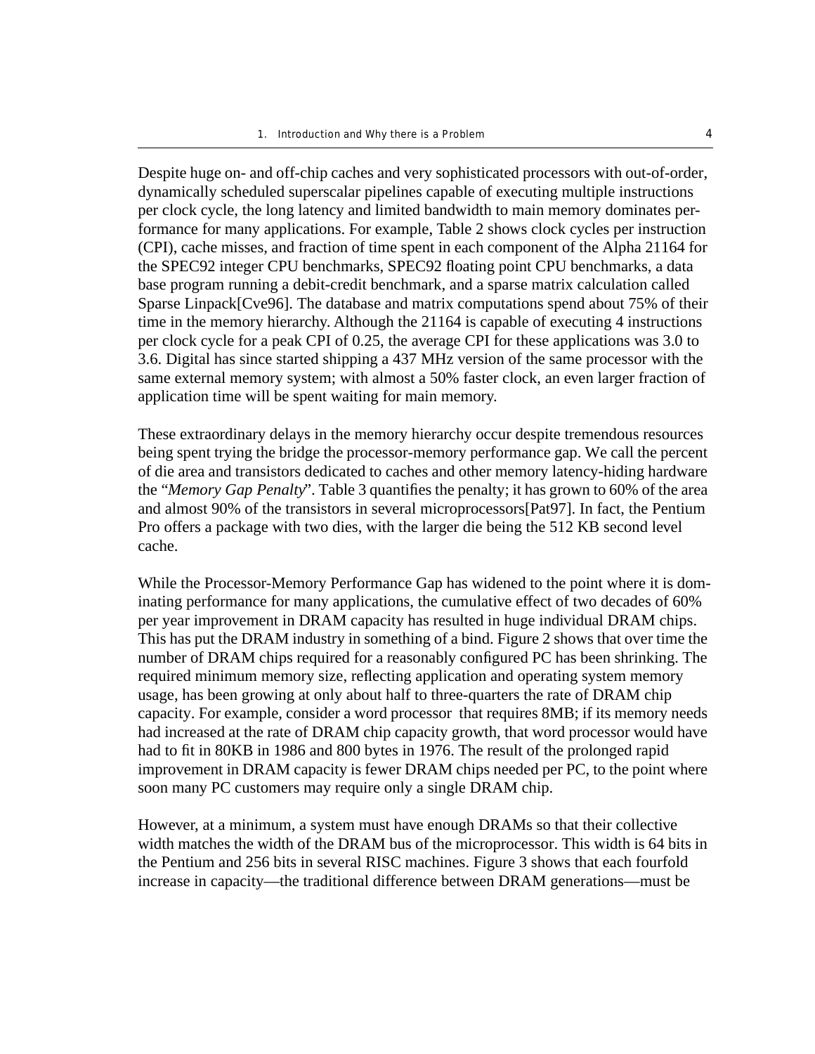Despite huge on- and off-chip caches and very sophisticated processors with out-of-order, dynamically scheduled superscalar pipelines capable of executing multiple instructions per clock cycle, the long latency and limited bandwidth to main memory dominates performance for many applications. For example, Table 2 shows clock cycles per instruction (CPI), cache misses, and fraction of time spent in each component of the Alpha 21164 for the SPEC92 integer CPU benchmarks, SPEC92 floating point CPU benchmarks, a data base program running a debit-credit benchmark, and a sparse matrix calculation called Sparse Linpack[Cve96]. The database and matrix computations spend about 75% of their time in the memory hierarchy. Although the 21164 is capable of executing 4 instructions per clock cycle for a peak CPI of 0.25, the average CPI for these applications was 3.0 to 3.6. Digital has since started shipping a 437 MHz version of the same processor with the same external memory system; with almost a 50% faster clock, an even larger fraction of application time will be spent waiting for main memory.

These extraordinary delays in the memory hierarchy occur despite tremendous resources being spent trying the bridge the processor-memory performance gap. We call the percent of die area and transistors dedicated to caches and other memory latency-hiding hardware the "*Memory Gap Penalty*". Table 3 quantifies the penalty; it has grown to 60% of the area and almost 90% of the transistors in several microprocessors[Pat97]. In fact, the Pentium Pro offers a package with two dies, with the larger die being the 512 KB second level cache.

While the Processor-Memory Performance Gap has widened to the point where it is dominating performance for many applications, the cumulative effect of two decades of 60% per year improvement in DRAM capacity has resulted in huge individual DRAM chips. This has put the DRAM industry in something of a bind. Figure 2 shows that over time the number of DRAM chips required for a reasonably configured PC has been shrinking. The required minimum memory size, reflecting application and operating system memory usage, has been growing at only about half to three-quarters the rate of DRAM chip capacity. For example, consider a word processor that requires 8MB; if its memory needs had increased at the rate of DRAM chip capacity growth, that word processor would have had to fit in 80KB in 1986 and 800 bytes in 1976. The result of the prolonged rapid improvement in DRAM capacity is fewer DRAM chips needed per PC, to the point where soon many PC customers may require only a single DRAM chip.

However, at a minimum, a system must have enough DRAMs so that their collective width matches the width of the DRAM bus of the microprocessor. This width is 64 bits in the Pentium and 256 bits in several RISC machines. Figure 3 shows that each fourfold increase in capacity—the traditional difference between DRAM generations—must be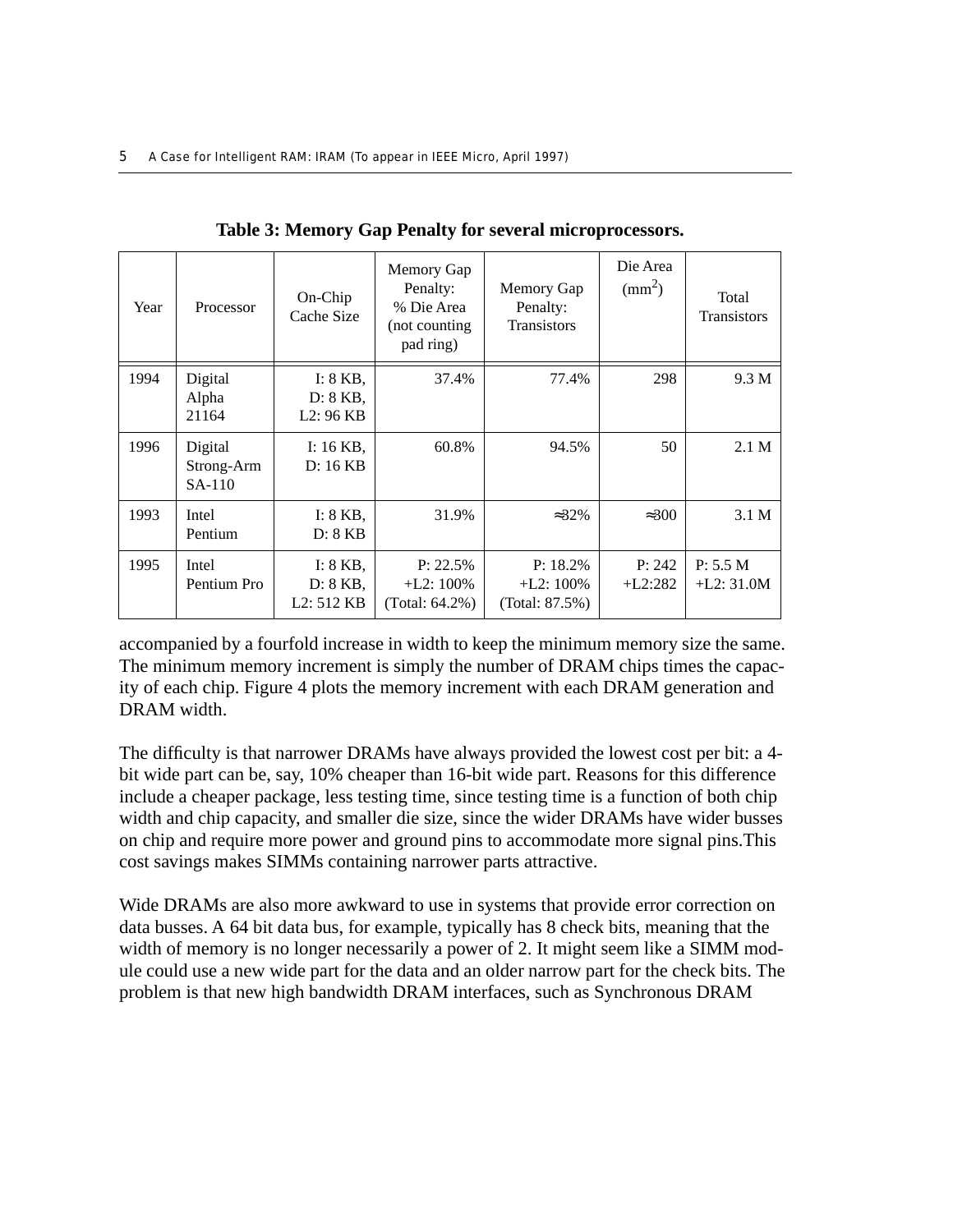**Table 3: Memory Gap Penalty for several microprocessors.**

| Year | Processor | On-Chip Cache Size | Memory Gap Penalty: % Die Area (not counting pad ring) | Memory Gap Penalty: Transistors | Die Area ($mm^2$) | Total Transistors |
|---|---|---|---|---|---|---|
| 1994 | Digital Alpha 21164 | I: 8 KB, D: 8 KB, L2: 96 KB | 37.4% | 77.4% | 298 | 9.3 M |
| 1996 | Digital Strong-Arm SA-110 | I: 16 KB, D: 16 KB | 60.8% | 94.5% | 50 | 2.1 M |
| 1993 | Intel Pentium | I: 8 KB, D: 8 KB | 31.9% | ≈32% | ≈300 | 3.1 M |
| 1995 | Intel Pentium Pro | I: 8 KB, D: 8 KB, L2: 512 KB | P: 22.5% +L2: 100% (Total: 64.2%) | P: 18.2% +L2: 100% (Total: 87.5%) | P: 242 +L2:282 | P: 5.5 M +L2: 31.0M |

accompanied by a fourfold increase in width to keep the minimum memory size the same. The minimum memory increment is simply the number of DRAM chips times the capacity of each chip. Figure 4 plots the memory increment with each DRAM generation and DRAM width.

The difficulty is that narrower DRAMs have always provided the lowest cost per bit: a 4-bit wide part can be, say, 10% cheaper than 16-bit wide part. Reasons for this difference include a cheaper package, less testing time, since testing time is a function of both chip width and chip capacity, and smaller die size, since the wider DRAMs have wider busses on chip and require more power and ground pins to accommodate more signal pins.This cost savings makes SIMMs containing narrower parts attractive.

Wide DRAMs are also more awkward to use in systems that provide error correction on data busses. A 64 bit data bus, for example, typically has 8 check bits, meaning that the width of memory is no longer necessarily a power of 2. It might seem like a SIMM module could use a new wide part for the data and an older narrow part for the check bits. The problem is that new high bandwidth DRAM interfaces, such as Synchronous DRAM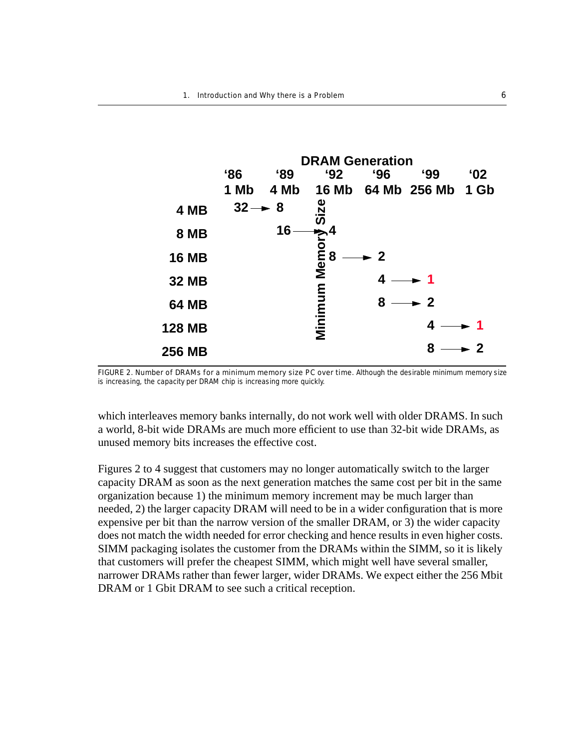| | '86 1 Mb | '89 4 Mb | '92 16 Mb | '96 64 Mb | '99 256 Mb | '02 1 Gb |
|---|---|---|---|---|---|---|
| 4 MB | 32 → | 8 | | | | |
| 8 MB | | 16 → | 4 | | | |
| 16 MB | | | 8 → | 2 | | |
| 32 MB | | | | 4 → | 1 | |
| 64 MB | | | | 8 → | 2 | |
| 128 MB | | | | | 4 → | 1 |
| 256 MB | | | | | 8 → | 2 |

FIGURE 2. Number of DRAMs for a minimum memory size PC over time. Although the desirable minimum memory size is increasing, the capacity per DRAM chip is increasing more quickly.

which interleaves memory banks internally, do not work well with older DRAMS. In such a world, 8-bit wide DRAMs are much more efficient to use than 32-bit wide DRAMs, as unused memory bits increases the effective cost.

Figures 2 to 4 suggest that customers may no longer automatically switch to the larger capacity DRAM as soon as the next generation matches the same cost per bit in the same organization because 1) the minimum memory increment may be much larger than needed, 2) the larger capacity DRAM will need to be in a wider configuration that is more expensive per bit than the narrow version of the smaller DRAM, or 3) the wider capacity does not match the width needed for error checking and hence results in even higher costs. SIMM packaging isolates the customer from the DRAMs within the SIMM, so it is likely that customers will prefer the cheapest SIMM, which might well have several smaller, narrower DRAMs rather than fewer larger, wider DRAMs. We expect either the 256 Mbit DRAM or 1 Gbit DRAM to see such a critical reception.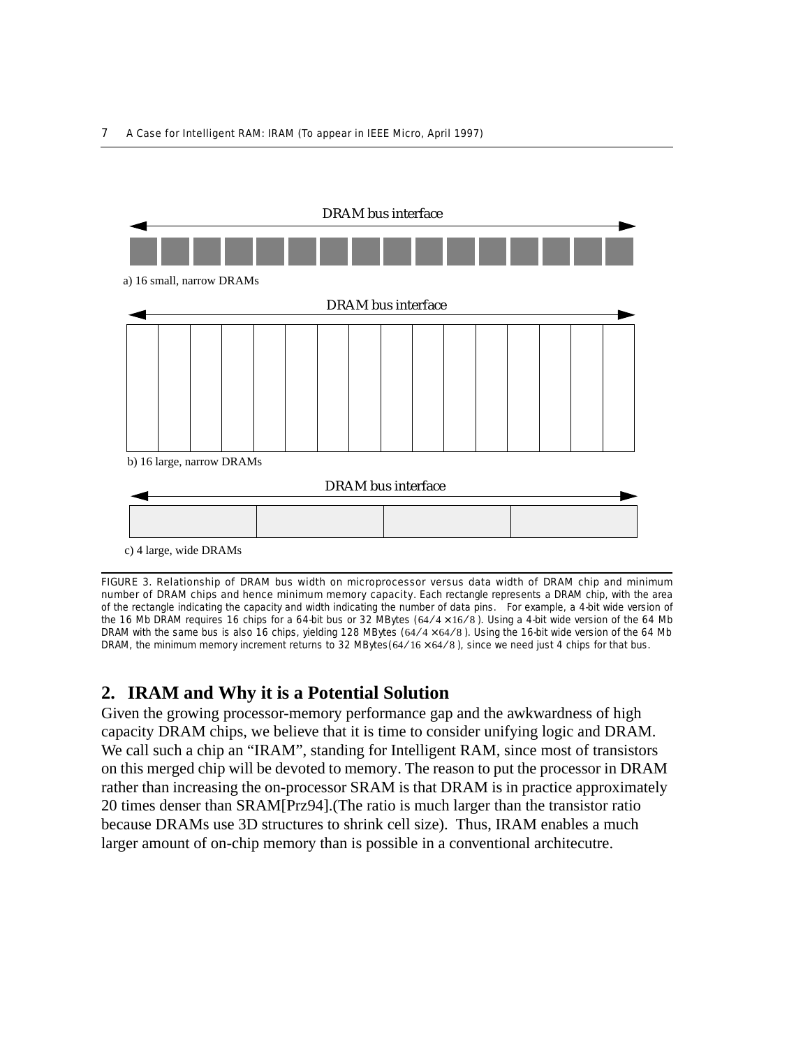DRAM bus interface

a) 16 small, narrow DRAMs

DRAM bus interface

b) 16 large, narrow DRAMs

DRAM bus interface

c) 4 large, wide DRAMs

FIGURE 3. Relationship of DRAM bus width on microprocessor versus data width of DRAM chip and minimum number of DRAM chips and hence minimum memory capacity. Each rectangle represents a DRAM chip, with the area of the rectangle indicating the capacity and width indicating the number of data pins. For example, a 4-bit wide version of the 16 Mb DRAM requires 16 chips for a 64-bit bus or 32 MBytes ($64/4 \times 16/8$). Using a 4-bit wide version of the 64 Mb DRAM with the same bus is also 16 chips, yielding 128 MBytes ($64/4 \times 64/8$). Using the 16-bit wide version of the 64 Mb DRAM, the minimum memory increment returns to 32 MBytes ($64/16 \times 64/8$), since we need just 4 chips for that bus.

## 2. IRAM and Why it is a Potential Solution

Given the growing processor-memory performance gap and the awkwardness of high capacity DRAM chips, we believe that it is time to consider unifying logic and DRAM. We call such a chip an "IRAM", standing for Intelligent RAM, since most of transistors on this merged chip will be devoted to memory. The reason to put the processor in DRAM rather than increasing the on-processor SRAM is that DRAM is in practice approximately 20 times denser than SRAM[Prz94].(The ratio is much larger than the transistor ratio because DRAMs use 3D structures to shrink cell size). Thus, IRAM enables a much larger amount of on-chip memory than is possible in a conventional architecutre.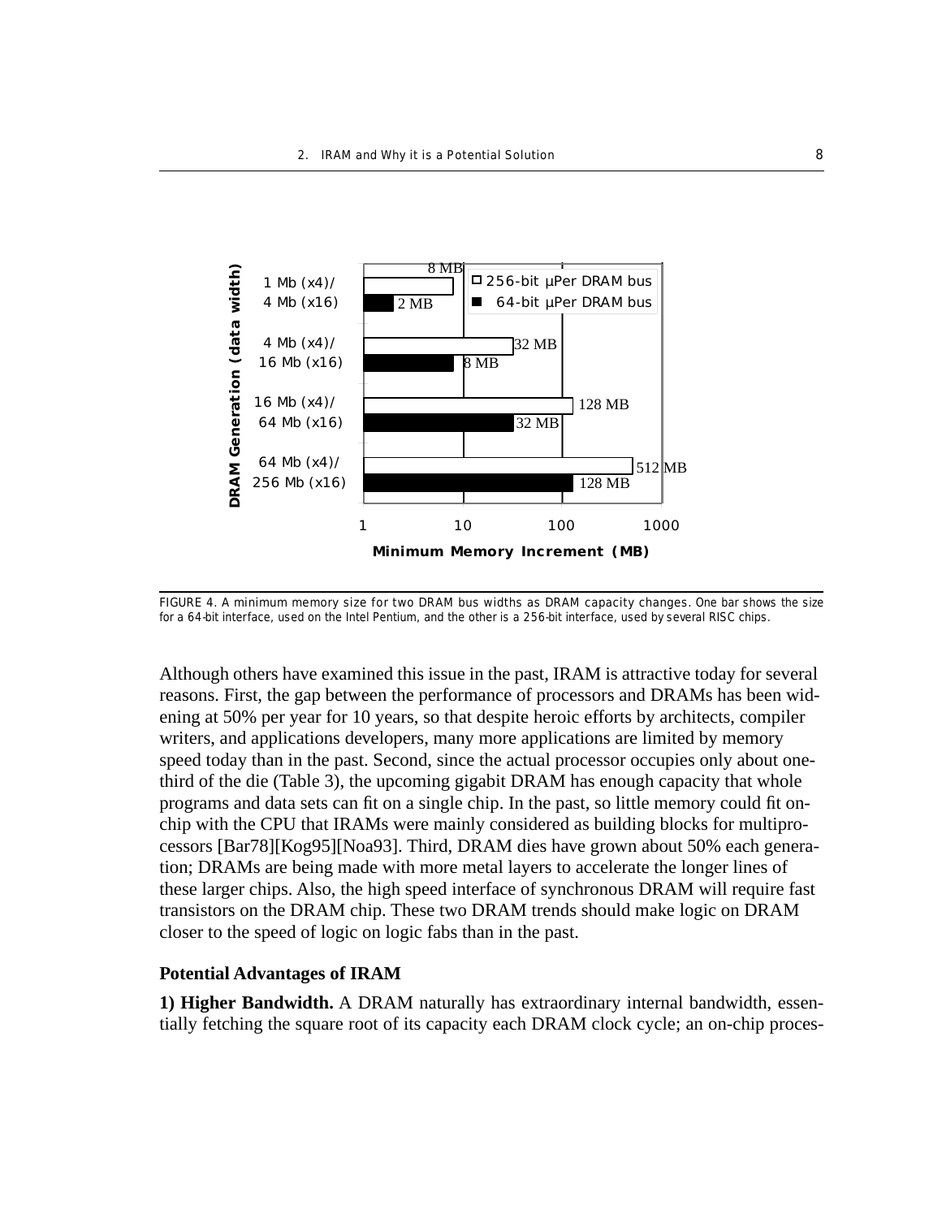FIGURE 4. A minimum memory size for two DRAM bus widths as DRAM capacity changes. One bar shows the size for a 64-bit interface, used on the Intel Pentium, and the other is a 256-bit interface, used by several RISC chips.

Although others have examined this issue in the past, IRAM is attractive today for several reasons. First, the gap between the performance of processors and DRAMs has been widening at 50% per year for 10 years, so that despite heroic efforts by architects, compiler writers, and applications developers, many more applications are limited by memory speed today than in the past. Second, since the actual processor occupies only about one-third of the die (Table 3), the upcoming gigabit DRAM has enough capacity that whole programs and data sets can fit on a single chip. In the past, so little memory could fit on-chip with the CPU that IRAMs were mainly considered as building blocks for multiprocessors [Bar78][Kog95][Noa93]. Third, DRAM dies have grown about 50% each generation; DRAMs are being made with more metal layers to accelerate the longer lines of these larger chips. Also, the high speed interface of synchronous DRAM will require fast transistors on the DRAM chip. These two DRAM trends should make logic on DRAM closer to the speed of logic on logic fabs than in the past.

### Potential Advantages of IRAM

**1) Higher Bandwidth.** A DRAM naturally has extraordinary internal bandwidth, essentially fetching the square root of its capacity each DRAM clock cycle; an on-chip proces-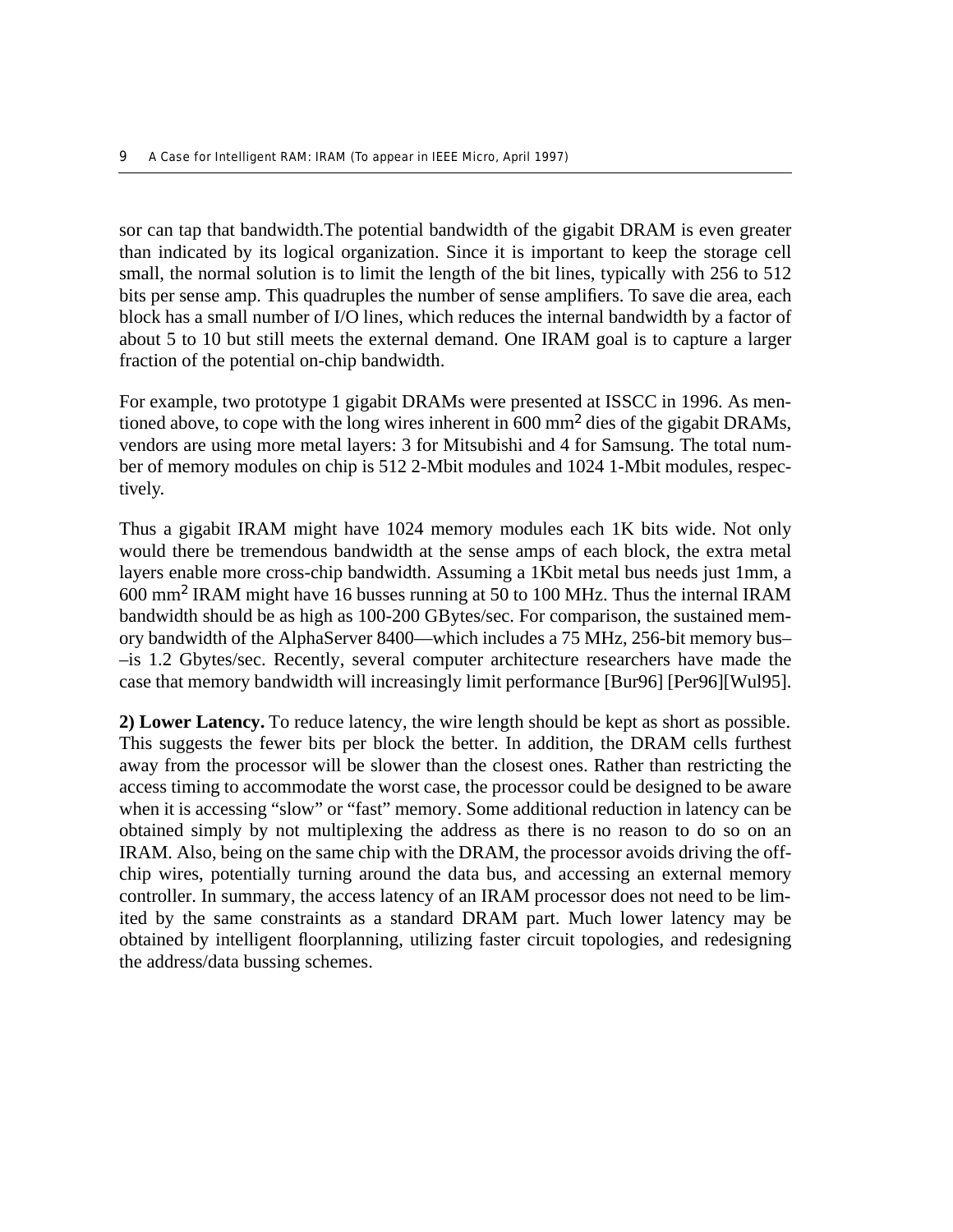sor can tap that bandwidth.The potential bandwidth of the gigabit DRAM is even greater than indicated by its logical organization. Since it is important to keep the storage cell small, the normal solution is to limit the length of the bit lines, typically with 256 to 512 bits per sense amp. This quadruples the number of sense amplifiers. To save die area, each block has a small number of I/O lines, which reduces the internal bandwidth by a factor of about 5 to 10 but still meets the external demand. One IRAM goal is to capture a larger fraction of the potential on-chip bandwidth.

For example, two prototype 1 gigabit DRAMs were presented at ISSCC in 1996. As mentioned above, to cope with the long wires inherent in 600 $mm^2$ dies of the gigabit DRAMs, vendors are using more metal layers: 3 for Mitsubishi and 4 for Samsung. The total number of memory modules on chip is 512 2-Mbit modules and 1024 1-Mbit modules, respectively.

Thus a gigabit IRAM might have 1024 memory modules each 1K bits wide. Not only would there be tremendous bandwidth at the sense amps of each block, the extra metal layers enable more cross-chip bandwidth. Assuming a 1Kbit metal bus needs just 1mm, a 600 $mm^2$ IRAM might have 16 busses running at 50 to 100 MHz. Thus the internal IRAM bandwidth should be as high as 100-200 GBytes/sec. For comparison, the sustained memory bandwidth of the AlphaServer 8400—which includes a 75 MHz, 256-bit memory bus––is 1.2 Gbytes/sec. Recently, several computer architecture researchers have made the case that memory bandwidth will increasingly limit performance [Bur96] [Per96][Wul95].

**2) Lower Latency.** To reduce latency, the wire length should be kept as short as possible. This suggests the fewer bits per block the better. In addition, the DRAM cells furthest away from the processor will be slower than the closest ones. Rather than restricting the access timing to accommodate the worst case, the processor could be designed to be aware when it is accessing "slow" or "fast" memory. Some additional reduction in latency can be obtained simply by not multiplexing the address as there is no reason to do so on an IRAM. Also, being on the same chip with the DRAM, the processor avoids driving the off-chip wires, potentially turning around the data bus, and accessing an external memory controller. In summary, the access latency of an IRAM processor does not need to be limited by the same constraints as a standard DRAM part. Much lower latency may be obtained by intelligent floorplanning, utilizing faster circuit topologies, and redesigning the address/data bussing schemes.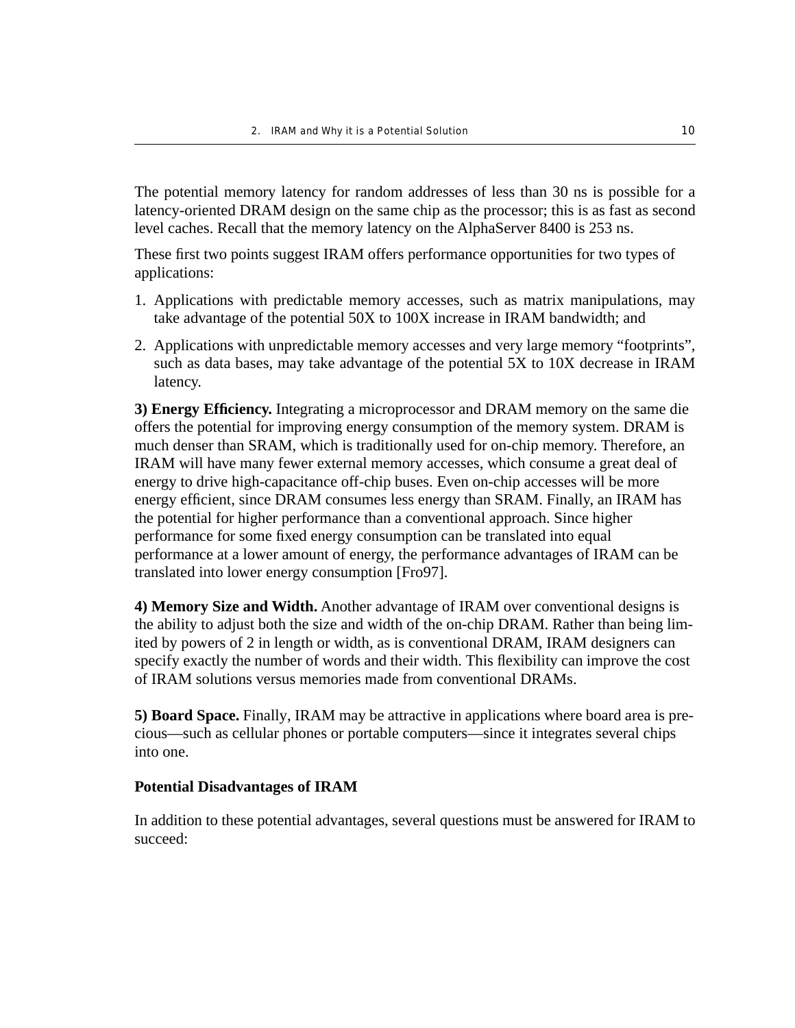The potential memory latency for random addresses of less than 30 ns is possible for a latency-oriented DRAM design on the same chip as the processor; this is as fast as second level caches. Recall that the memory latency on the AlphaServer 8400 is 253 ns.

These first two points suggest IRAM offers performance opportunities for two types of applications:

1. Applications with predictable memory accesses, such as matrix manipulations, may take advantage of the potential 50X to 100X increase in IRAM bandwidth; and
2. Applications with unpredictable memory accesses and very large memory "footprints", such as data bases, may take advantage of the potential 5X to 10X decrease in IRAM latency.

**3) Energy Efficiency.** Integrating a microprocessor and DRAM memory on the same die offers the potential for improving energy consumption of the memory system. DRAM is much denser than SRAM, which is traditionally used for on-chip memory. Therefore, an IRAM will have many fewer external memory accesses, which consume a great deal of energy to drive high-capacitance off-chip buses. Even on-chip accesses will be more energy efficient, since DRAM consumes less energy than SRAM. Finally, an IRAM has the potential for higher performance than a conventional approach. Since higher performance for some fixed energy consumption can be translated into equal performance at a lower amount of energy, the performance advantages of IRAM can be translated into lower energy consumption [Fro97].

**4) Memory Size and Width.** Another advantage of IRAM over conventional designs is the ability to adjust both the size and width of the on-chip DRAM. Rather than being limited by powers of 2 in length or width, as is conventional DRAM, IRAM designers can specify exactly the number of words and their width. This flexibility can improve the cost of IRAM solutions versus memories made from conventional DRAMs.

**5) Board Space.** Finally, IRAM may be attractive in applications where board area is precious—such as cellular phones or portable computers—since it integrates several chips into one.

**Potential Disadvantages of IRAM**

In addition to these potential advantages, several questions must be answered for IRAM to succeed: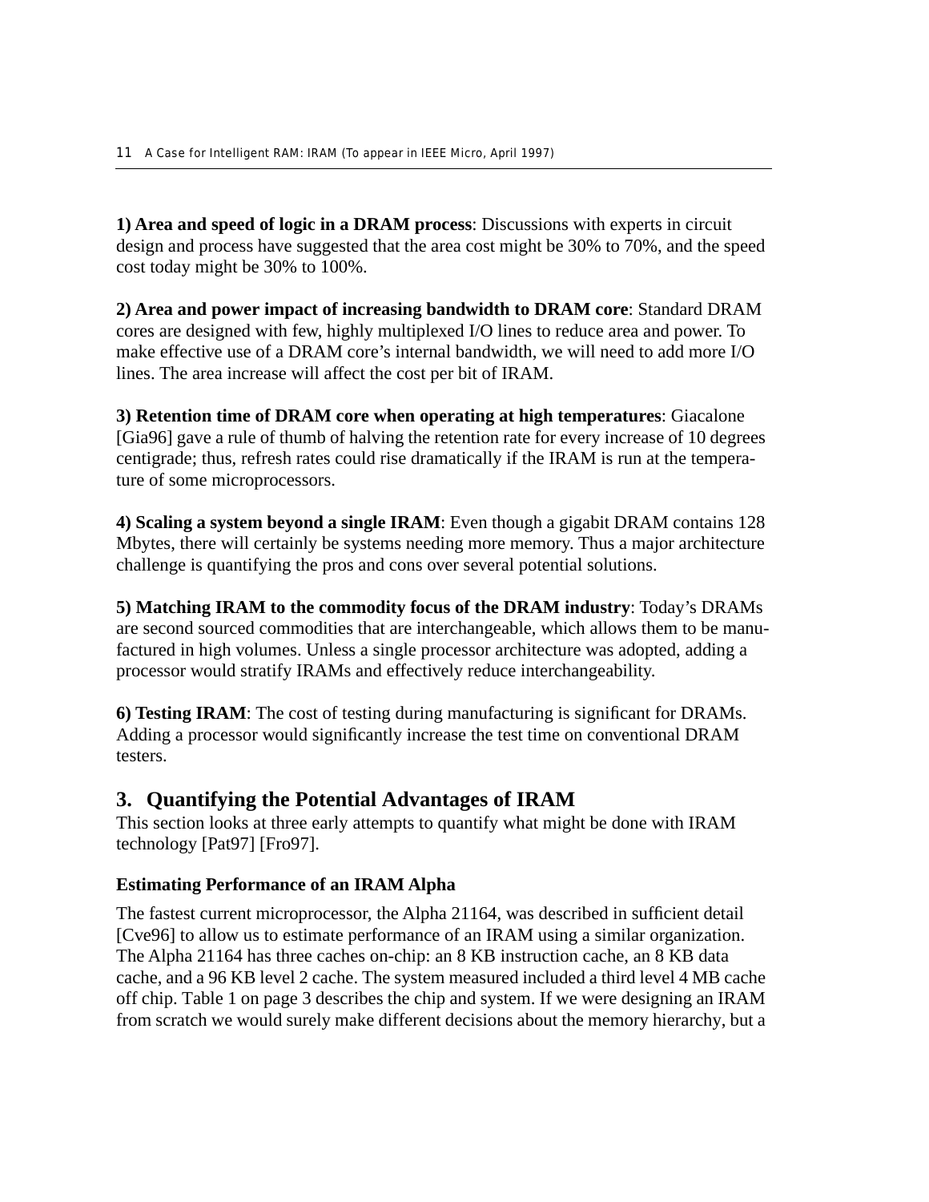**1) Area and speed of logic in a DRAM process**: Discussions with experts in circuit design and process have suggested that the area cost might be 30% to 70%, and the speed cost today might be 30% to 100%.

**2) Area and power impact of increasing bandwidth to DRAM core**: Standard DRAM cores are designed with few, highly multiplexed I/O lines to reduce area and power. To make effective use of a DRAM core's internal bandwidth, we will need to add more I/O lines. The area increase will affect the cost per bit of IRAM.

**3) Retention time of DRAM core when operating at high temperatures**: Giacalone [Gia96] gave a rule of thumb of halving the retention rate for every increase of 10 degrees centigrade; thus, refresh rates could rise dramatically if the IRAM is run at the temperature of some microprocessors.

**4) Scaling a system beyond a single IRAM**: Even though a gigabit DRAM contains 128 Mbytes, there will certainly be systems needing more memory. Thus a major architecture challenge is quantifying the pros and cons over several potential solutions.

**5) Matching IRAM to the commodity focus of the DRAM industry**: Today's DRAMs are second sourced commodities that are interchangeable, which allows them to be manufactured in high volumes. Unless a single processor architecture was adopted, adding a processor would stratify IRAMs and effectively reduce interchangeability.

**6) Testing IRAM**: The cost of testing during manufacturing is significant for DRAMs. Adding a processor would significantly increase the test time on conventional DRAM testers.

## 3. Quantifying the Potential Advantages of IRAM

This section looks at three early attempts to quantify what might be done with IRAM technology [Pat97] [Fro97].

### Estimating Performance of an IRAM Alpha

The fastest current microprocessor, the Alpha 21164, was described in sufficient detail [Cve96] to allow us to estimate performance of an IRAM using a similar organization. The Alpha 21164 has three caches on-chip: an 8 KB instruction cache, an 8 KB data cache, and a 96 KB level 2 cache. The system measured included a third level 4 MB cache off chip. Table 1 on page 3 describes the chip and system. If we were designing an IRAM from scratch we would surely make different decisions about the memory hierarchy, but a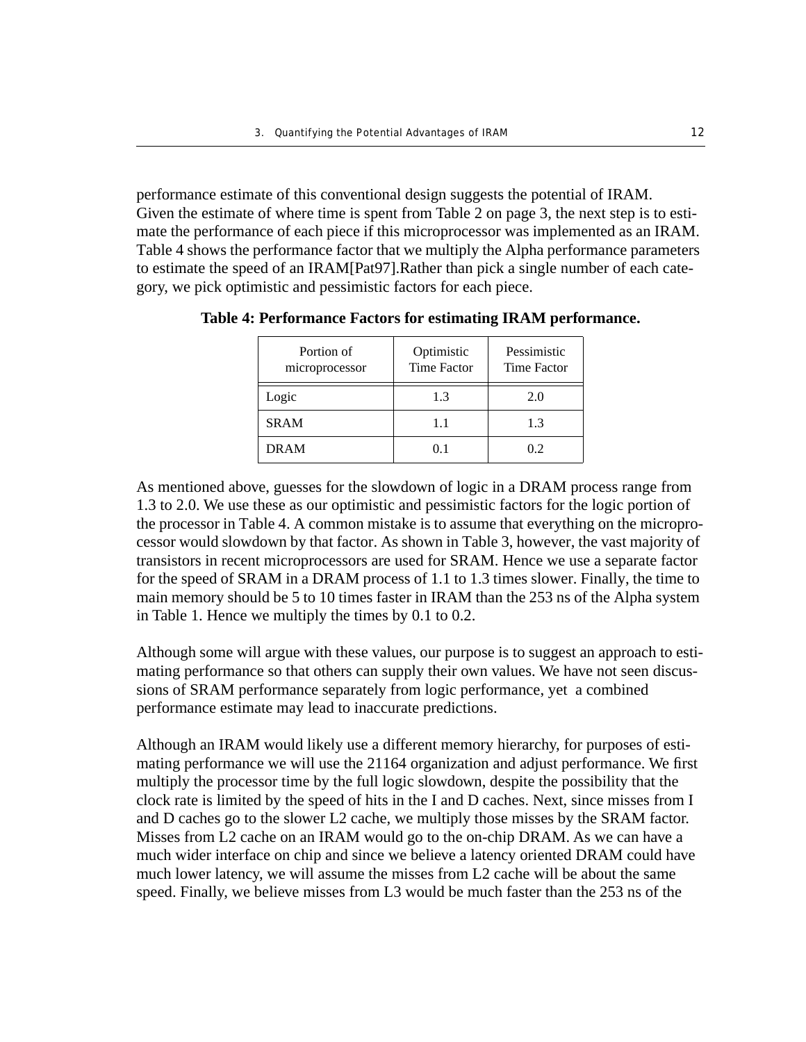performance estimate of this conventional design suggests the potential of IRAM. Given the estimate of where time is spent from Table 2 on page 3, the next step is to estimate the performance of each piece if this microprocessor was implemented as an IRAM. Table 4 shows the performance factor that we multiply the Alpha performance parameters to estimate the speed of an IRAM[Pat97].Rather than pick a single number of each category, we pick optimistic and pessimistic factors for each piece.

**Table 4: Performance Factors for estimating IRAM performance.**

| Portion of microprocessor | Optimistic Time Factor | Pessimistic Time Factor |
|---|---|---|
| Logic | 1.3 | 2.0 |
| SRAM | 1.1 | 1.3 |
| DRAM | 0.1 | 0.2 |

As mentioned above, guesses for the slowdown of logic in a DRAM process range from 1.3 to 2.0. We use these as our optimistic and pessimistic factors for the logic portion of the processor in Table 4. A common mistake is to assume that everything on the microprocessor would slowdown by that factor. As shown in Table 3, however, the vast majority of transistors in recent microprocessors are used for SRAM. Hence we use a separate factor for the speed of SRAM in a DRAM process of 1.1 to 1.3 times slower. Finally, the time to main memory should be 5 to 10 times faster in IRAM than the 253 ns of the Alpha system in Table 1. Hence we multiply the times by 0.1 to 0.2.

Although some will argue with these values, our purpose is to suggest an approach to estimating performance so that others can supply their own values. We have not seen discussions of SRAM performance separately from logic performance, yet a combined performance estimate may lead to inaccurate predictions.

Although an IRAM would likely use a different memory hierarchy, for purposes of estimating performance we will use the 21164 organization and adjust performance. We first multiply the processor time by the full logic slowdown, despite the possibility that the clock rate is limited by the speed of hits in the I and D caches. Next, since misses from I and D caches go to the slower L2 cache, we multiply those misses by the SRAM factor. Misses from L2 cache on an IRAM would go to the on-chip DRAM. As we can have a much wider interface on chip and since we believe a latency oriented DRAM could have much lower latency, we will assume the misses from L2 cache will be about the same speed. Finally, we believe misses from L3 would be much faster than the 253 ns of the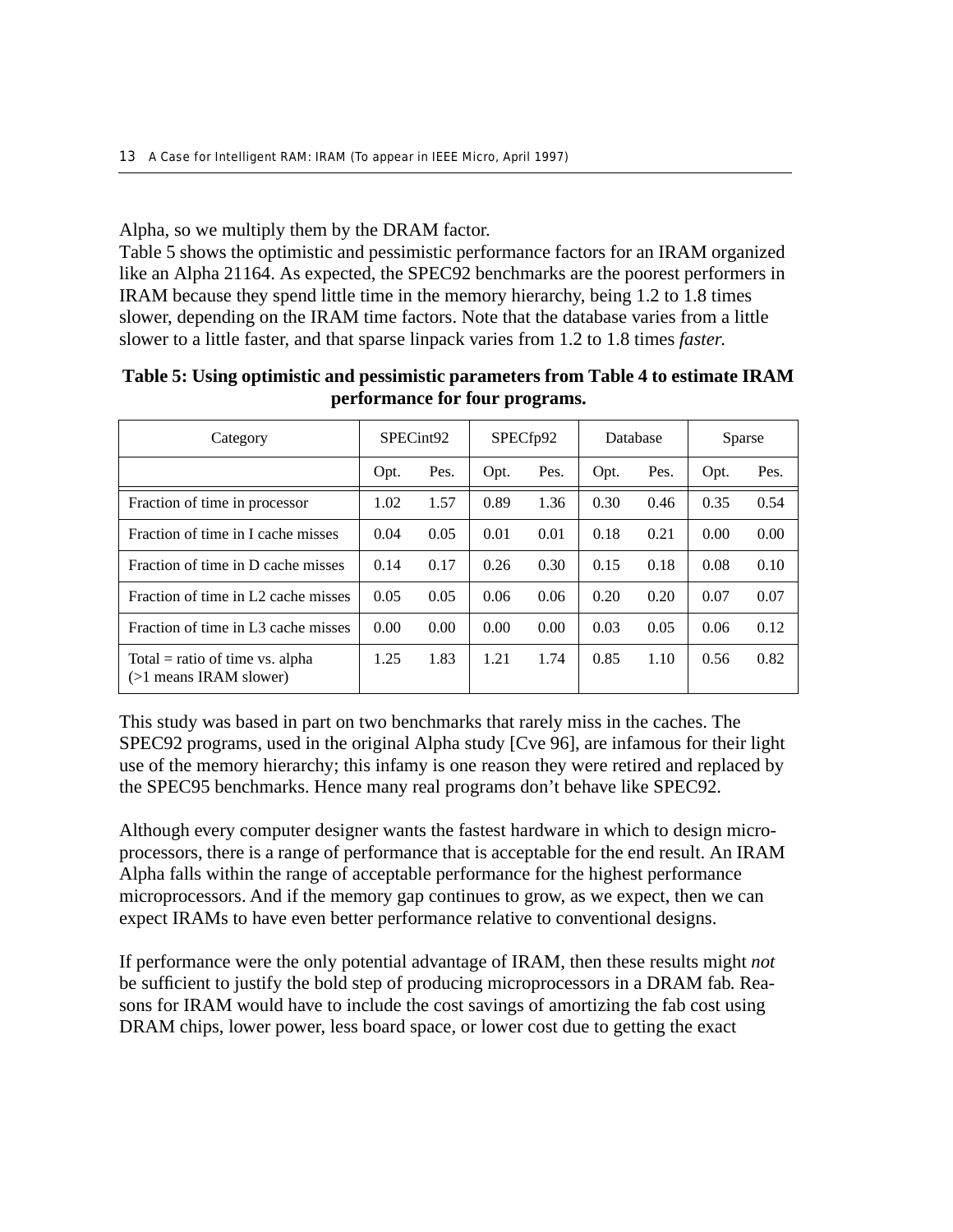Alpha, so we multiply them by the DRAM factor.

Table 5 shows the optimistic and pessimistic performance factors for an IRAM organized like an Alpha 21164. As expected, the SPEC92 benchmarks are the poorest performers in IRAM because they spend little time in the memory hierarchy, being 1.2 to 1.8 times slower, depending on the IRAM time factors. Note that the database varies from a little slower to a little faster, and that sparse linpack varies from 1.2 to 1.8 times *faster.*

**Table 5: Using optimistic and pessimistic parameters from Table 4 to estimate IRAM performance for four programs.**

| Category | SPECint92 | | SPECfp92 | | Database | | Sparse | |
|---|---|---|---|---|---|---|---|---|
| | Opt. | Pes. | Opt. | Pes. | Opt. | Pes. | Opt. | Pes. |
| Fraction of time in processor | 1.02 | 1.57 | 0.89 | 1.36 | 0.30 | 0.46 | 0.35 | 0.54 |
| Fraction of time in I cache misses | 0.04 | 0.05 | 0.01 | 0.01 | 0.18 | 0.21 | 0.00 | 0.00 |
| Fraction of time in D cache misses | 0.14 | 0.17 | 0.26 | 0.30 | 0.15 | 0.18 | 0.08 | 0.10 |
| Fraction of time in L2 cache misses | 0.05 | 0.05 | 0.06 | 0.06 | 0.20 | 0.20 | 0.07 | 0.07 |
| Fraction of time in L3 cache misses | 0.00 | 0.00 | 0.00 | 0.00 | 0.03 | 0.05 | 0.06 | 0.12 |
| Total = ratio of time vs. alpha (>1 means IRAM slower) | 1.25 | 1.83 | 1.21 | 1.74 | 0.85 | 1.10 | 0.56 | 0.82 |

This study was based in part on two benchmarks that rarely miss in the caches. The SPEC92 programs, used in the original Alpha study [Cve 96], are infamous for their light use of the memory hierarchy; this infamy is one reason they were retired and replaced by the SPEC95 benchmarks. Hence many real programs don't behave like SPEC92.

Although every computer designer wants the fastest hardware in which to design microprocessors, there is a range of performance that is acceptable for the end result. An IRAM Alpha falls within the range of acceptable performance for the highest performance microprocessors. And if the memory gap continues to grow, as we expect, then we can expect IRAMs to have even better performance relative to conventional designs.

If performance were the only potential advantage of IRAM, then these results might *not* be sufficient to justify the bold step of producing microprocessors in a DRAM fab. Reasons for IRAM would have to include the cost savings of amortizing the fab cost using DRAM chips, lower power, less board space, or lower cost due to getting the exact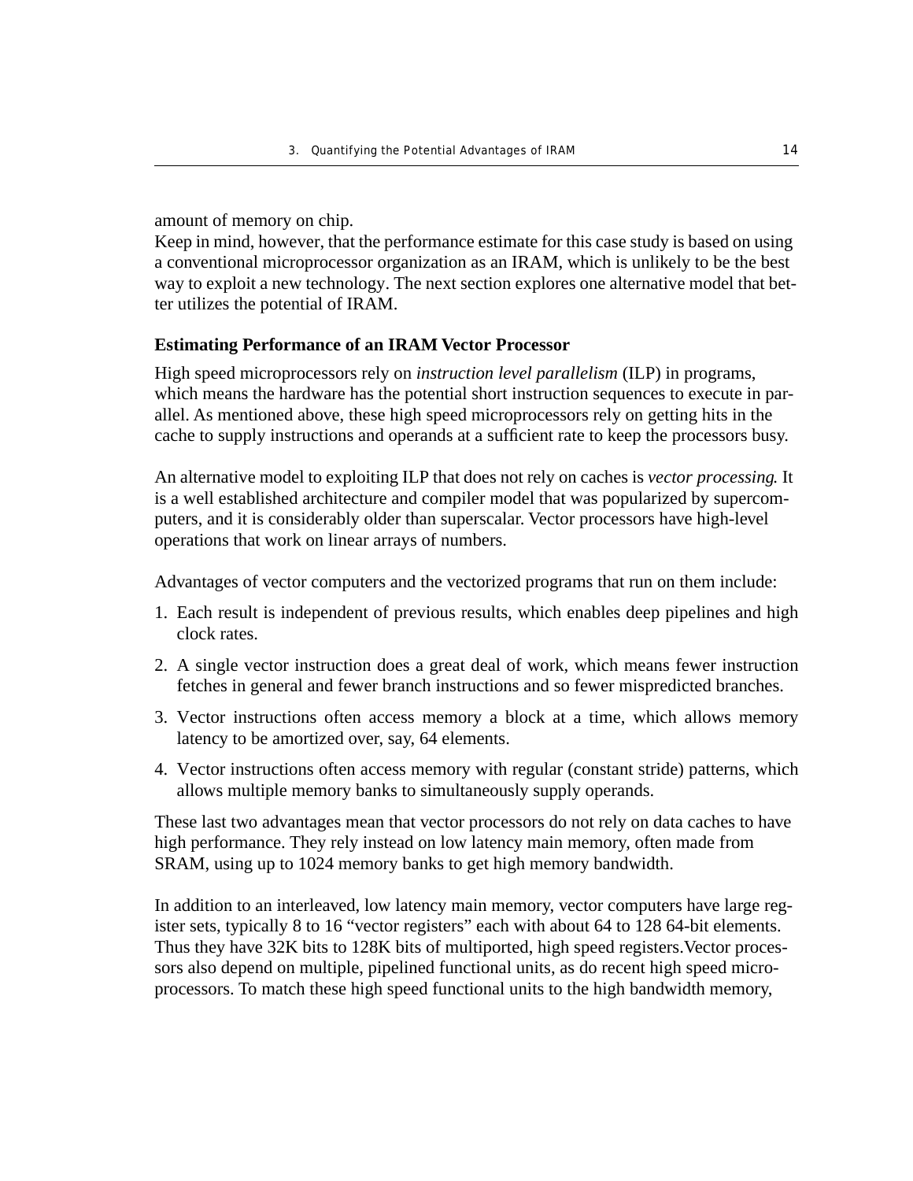amount of memory on chip.

Keep in mind, however, that the performance estimate for this case study is based on using a conventional microprocessor organization as an IRAM, which is unlikely to be the best way to exploit a new technology. The next section explores one alternative model that better utilizes the potential of IRAM.

### Estimating Performance of an IRAM Vector Processor

High speed microprocessors rely on *instruction level parallelism* (ILP) in programs, which means the hardware has the potential short instruction sequences to execute in parallel. As mentioned above, these high speed microprocessors rely on getting hits in the cache to supply instructions and operands at a sufficient rate to keep the processors busy.

An alternative model to exploiting ILP that does not rely on caches is *vector processing*. It is a well established architecture and compiler model that was popularized by supercomputers, and it is considerably older than superscalar. Vector processors have high-level operations that work on linear arrays of numbers.

Advantages of vector computers and the vectorized programs that run on them include:

1. Each result is independent of previous results, which enables deep pipelines and high clock rates.
2. A single vector instruction does a great deal of work, which means fewer instruction fetches in general and fewer branch instructions and so fewer mispredicted branches.
3. Vector instructions often access memory a block at a time, which allows memory latency to be amortized over, say, 64 elements.
4. Vector instructions often access memory with regular (constant stride) patterns, which allows multiple memory banks to simultaneously supply operands.

These last two advantages mean that vector processors do not rely on data caches to have high performance. They rely instead on low latency main memory, often made from SRAM, using up to 1024 memory banks to get high memory bandwidth.

In addition to an interleaved, low latency main memory, vector computers have large register sets, typically 8 to 16 "vector registers" each with about 64 to 128 64-bit elements. Thus they have 32K bits to 128K bits of multiported, high speed registers.Vector processors also depend on multiple, pipelined functional units, as do recent high speed microprocessors. To match these high speed functional units to the high bandwidth memory,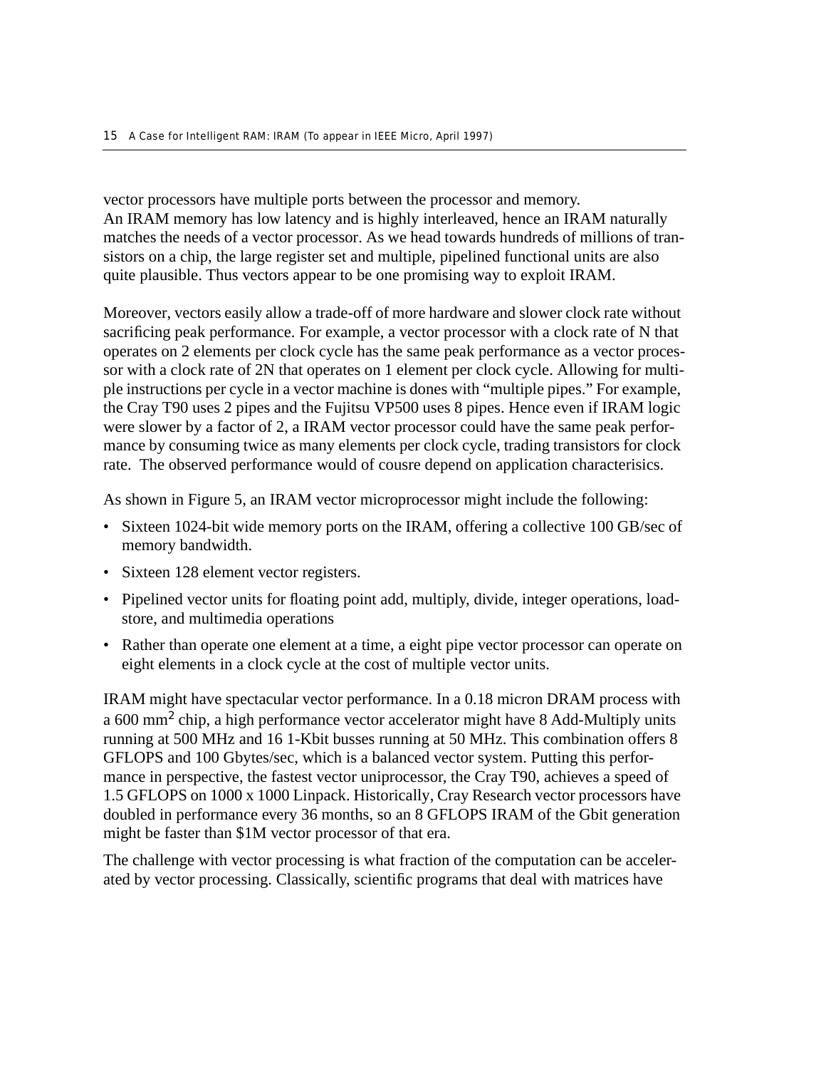vector processors have multiple ports between the processor and memory.
An IRAM memory has low latency and is highly interleaved, hence an IRAM naturally matches the needs of a vector processor. As we head towards hundreds of millions of transistors on a chip, the large register set and multiple, pipelined functional units are also quite plausible. Thus vectors appear to be one promising way to exploit IRAM.

Moreover, vectors easily allow a trade-off of more hardware and slower clock rate without sacrificing peak performance. For example, a vector processor with a clock rate of N that operates on 2 elements per clock cycle has the same peak performance as a vector processor with a clock rate of 2N that operates on 1 element per clock cycle. Allowing for multiple instructions per cycle in a vector machine is dones with "multiple pipes." For example, the Cray T90 uses 2 pipes and the Fujitsu VP500 uses 8 pipes. Hence even if IRAM logic were slower by a factor of 2, a IRAM vector processor could have the same peak performance by consuming twice as many elements per clock cycle, trading transistors for clock rate. The observed performance would of cousre depend on application characterisics.

As shown in Figure 5, an IRAM vector microprocessor might include the following:

- Sixteen 1024-bit wide memory ports on the IRAM, offering a collective 100 GB/sec of memory bandwidth.
- Sixteen 128 element vector registers.
- Pipelined vector units for floating point add, multiply, divide, integer operations, load-store, and multimedia operations
- Rather than operate one element at a time, a eight pipe vector processor can operate on eight elements in a clock cycle at the cost of multiple vector units.

IRAM might have spectacular vector performance. In a 0.18 micron DRAM process with a 600 $mm^2$ chip, a high performance vector accelerator might have 8 Add-Multiply units running at 500 MHz and 16 1-Kbit busses running at 50 MHz. This combination offers 8 GFLOPS and 100 Gbytes/sec, which is a balanced vector system. Putting this performance in perspective, the fastest vector uniprocessor, the Cray T90, achieves a speed of 1.5 GFLOPS on 1000 x 1000 Linpack. Historically, Cray Research vector processors have doubled in performance every 36 months, so an 8 GFLOPS IRAM of the Gbit generation might be faster than $1M vector processor of that era.

The challenge with vector processing is what fraction of the computation can be accelerated by vector processing. Classically, scientific programs that deal with matrices have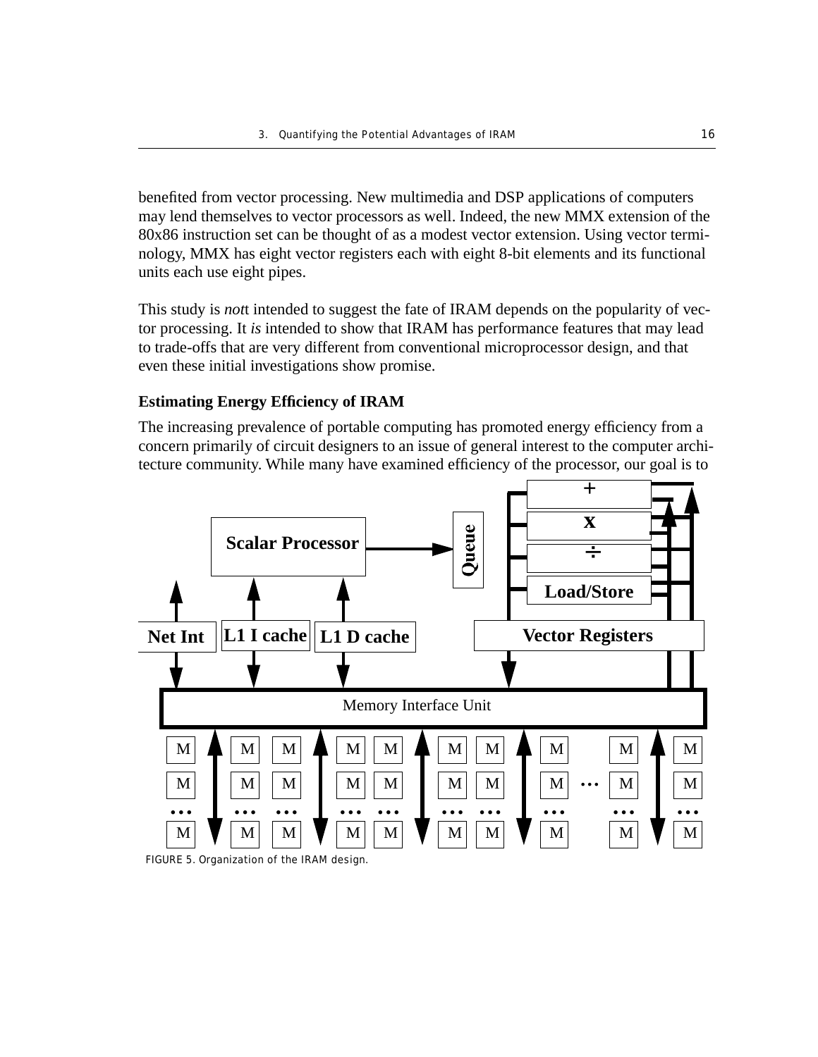benefited from vector processing. New multimedia and DSP applications of computers may lend themselves to vector processors as well. Indeed, the new MMX extension of the 80x86 instruction set can be thought of as a modest vector extension. Using vector terminology, MMX has eight vector registers each with eight 8-bit elements and its functional units each use eight pipes.

This study is *not*t intended to suggest the fate of IRAM depends on the popularity of vector processing. It *is* intended to show that IRAM has performance features that may lead to trade-offs that are very different from conventional microprocessor design, and that even these initial investigations show promise.

**Estimating Energy Efficiency of IRAM**

The increasing prevalence of portable computing has promoted energy efficiency from a concern primarily of circuit designers to an issue of general interest to the computer architecture community. While many have examined efficiency of the processor, our goal is to

FIGURE 5. Organization of the IRAM design.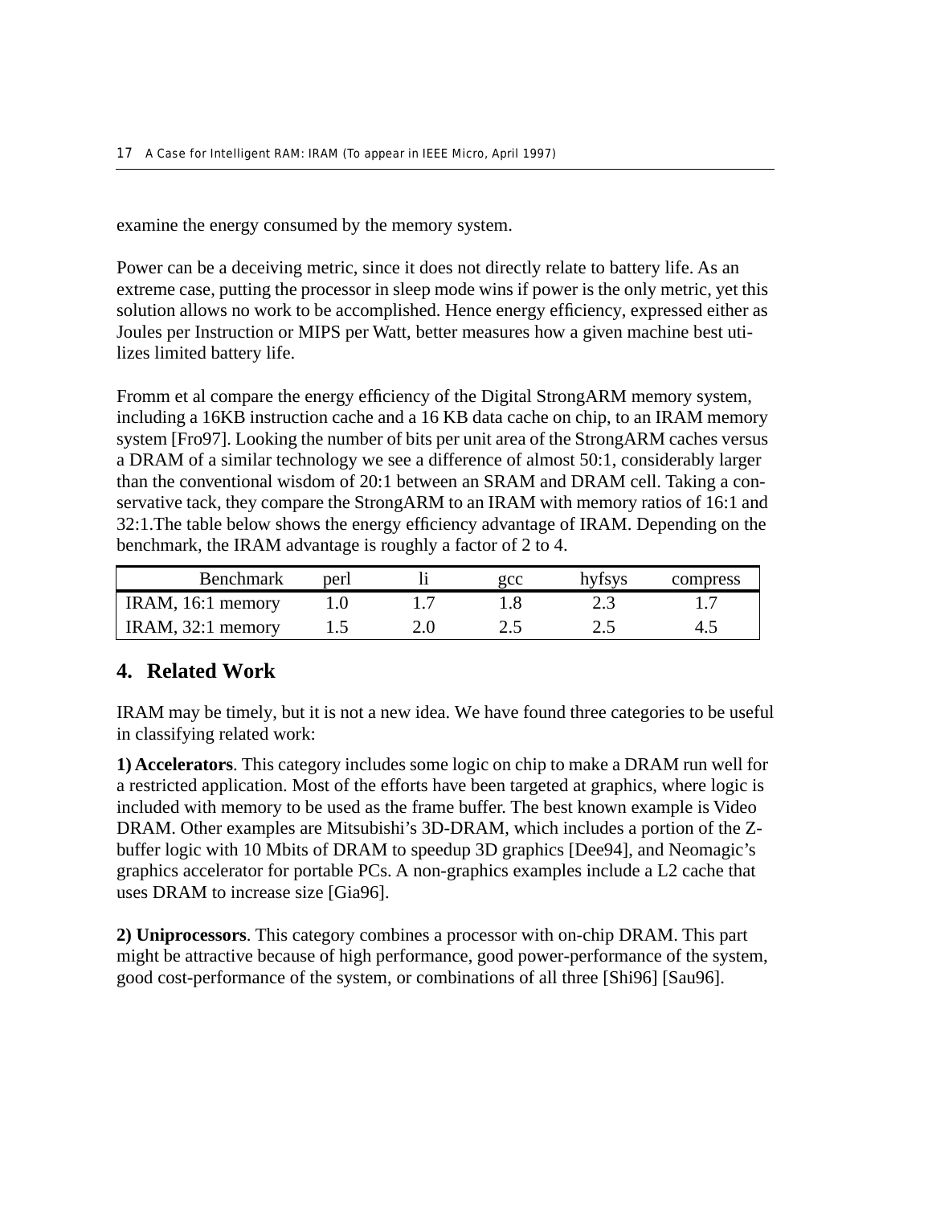examine the energy consumed by the memory system.

Power can be a deceiving metric, since it does not directly relate to battery life. As an extreme case, putting the processor in sleep mode wins if power is the only metric, yet this solution allows no work to be accomplished. Hence energy efficiency, expressed either as Joules per Instruction or MIPS per Watt, better measures how a given machine best utilizes limited battery life.

Fromm et al compare the energy efficiency of the Digital StrongARM memory system, including a 16KB instruction cache and a 16 KB data cache on chip, to an IRAM memory system [Fro97]. Looking the number of bits per unit area of the StrongARM caches versus a DRAM of a similar technology we see a difference of almost 50:1, considerably larger than the conventional wisdom of 20:1 between an SRAM and DRAM cell. Taking a conservative tack, they compare the StrongARM to an IRAM with memory ratios of 16:1 and 32:1.The table below shows the energy efficiency advantage of IRAM. Depending on the benchmark, the IRAM advantage is roughly a factor of 2 to 4.

| Benchmark | perl | li | gcc | hyfsys | compress |
|---|---|---|---|---|---|
| IRAM, 16:1 memory | 1.0 | 1.7 | 1.8 | 2.3 | 1.7 |
| IRAM, 32:1 memory | 1.5 | 2.0 | 2.5 | 2.5 | 4.5 |

## 4. Related Work

IRAM may be timely, but it is not a new idea. We have found three categories to be useful in classifying related work:

**1) Accelerators**. This category includes some logic on chip to make a DRAM run well for a restricted application. Most of the efforts have been targeted at graphics, where logic is included with memory to be used as the frame buffer. The best known example is Video DRAM. Other examples are Mitsubishi's 3D-DRAM, which includes a portion of the Z-buffer logic with 10 Mbits of DRAM to speedup 3D graphics [Dee94], and Neomagic's graphics accelerator for portable PCs. A non-graphics examples include a L2 cache that uses DRAM to increase size [Gia96].

**2) Uniprocessors**. This category combines a processor with on-chip DRAM. This part might be attractive because of high performance, good power-performance of the system, good cost-performance of the system, or combinations of all three [Shi96] [Sau96].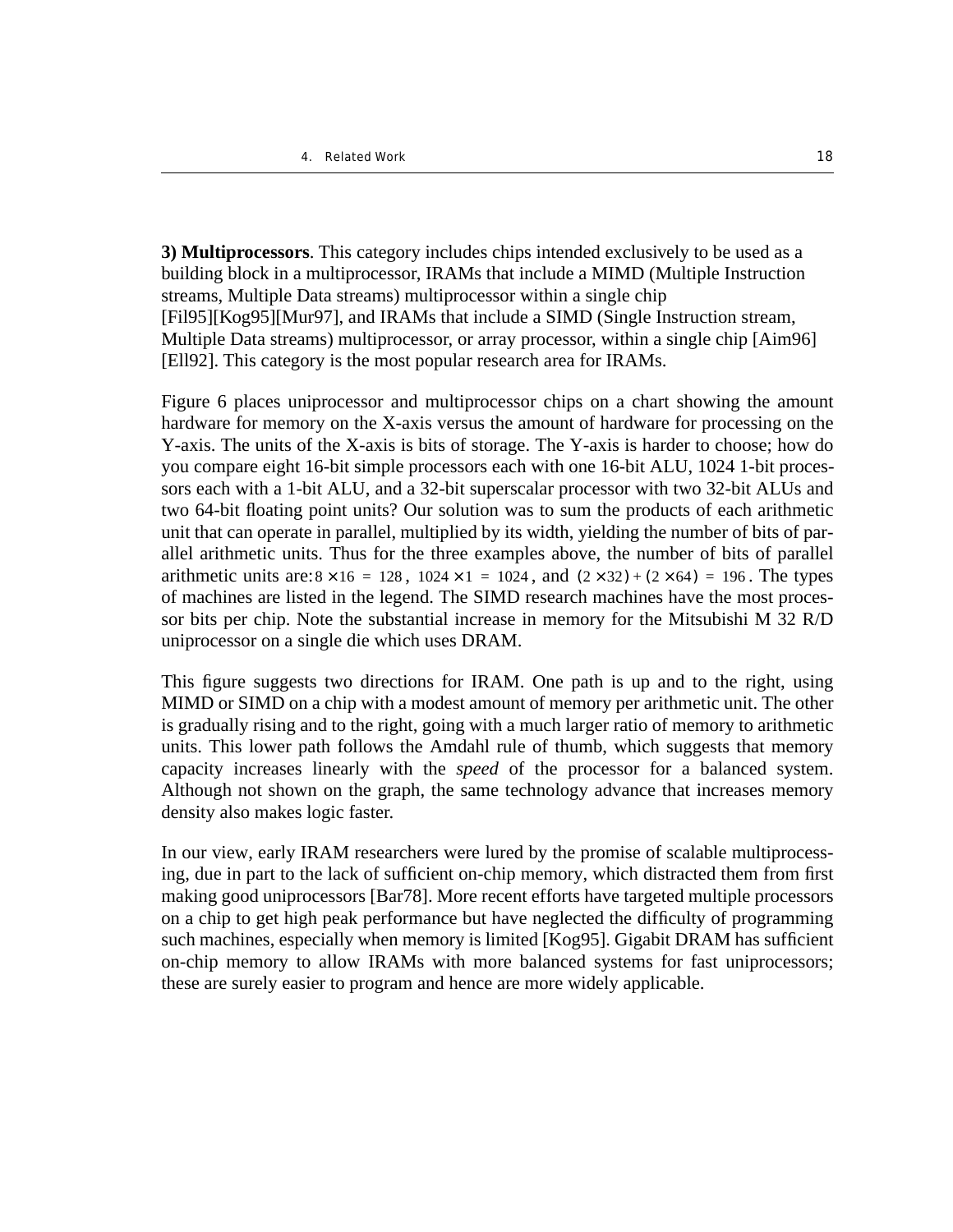**3) Multiprocessors**. This category includes chips intended exclusively to be used as a building block in a multiprocessor, IRAMs that include a MIMD (Multiple Instruction streams, Multiple Data streams) multiprocessor within a single chip [Fil95][Kog95][Mur97], and IRAMs that include a SIMD (Single Instruction stream, Multiple Data streams) multiprocessor, or array processor, within a single chip [Aim96] [Ell92]. This category is the most popular research area for IRAMs.

Figure 6 places uniprocessor and multiprocessor chips on a chart showing the amount hardware for memory on the X-axis versus the amount of hardware for processing on the Y-axis. The units of the X-axis is bits of storage. The Y-axis is harder to choose; how do you compare eight 16-bit simple processors each with one 16-bit ALU, 1024 1-bit processors each with a 1-bit ALU, and a 32-bit superscalar processor with two 32-bit ALUs and two 64-bit floating point units? Our solution was to sum the products of each arithmetic unit that can operate in parallel, multiplied by its width, yielding the number of bits of parallel arithmetic units. Thus for the three examples above, the number of bits of parallel arithmetic units are: $8 \times 16 = 128$, $1024 \times 1 = 1024$, and $(2 \times 32) + (2 \times 64) = 196$. The types of machines are listed in the legend. The SIMD research machines have the most processor bits per chip. Note the substantial increase in memory for the Mitsubishi M 32 R/D uniprocessor on a single die which uses DRAM.

This figure suggests two directions for IRAM. One path is up and to the right, using MIMD or SIMD on a chip with a modest amount of memory per arithmetic unit. The other is gradually rising and to the right, going with a much larger ratio of memory to arithmetic units. This lower path follows the Amdahl rule of thumb, which suggests that memory capacity increases linearly with the *speed* of the processor for a balanced system. Although not shown on the graph, the same technology advance that increases memory density also makes logic faster.

In our view, early IRAM researchers were lured by the promise of scalable multiprocessing, due in part to the lack of sufficient on-chip memory, which distracted them from first making good uniprocessors [Bar78]. More recent efforts have targeted multiple processors on a chip to get high peak performance but have neglected the difficulty of programming such machines, especially when memory is limited [Kog95]. Gigabit DRAM has sufficient on-chip memory to allow IRAMs with more balanced systems for fast uniprocessors; these are surely easier to program and hence are more widely applicable.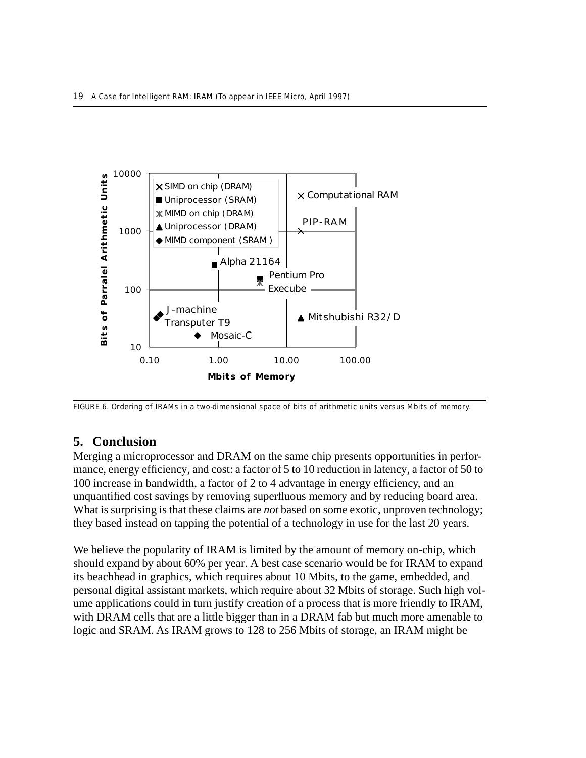FIGURE 6. Ordering of IRAMs in a two-dimensional space of bits of arithmetic units versus Mbits of memory.

## 5. Conclusion

Merging a microprocessor and DRAM on the same chip presents opportunities in performance, energy efficiency, and cost: a factor of 5 to 10 reduction in latency, a factor of 50 to 100 increase in bandwidth, a factor of 2 to 4 advantage in energy efficiency, and an unquantified cost savings by removing superfluous memory and by reducing board area. What is surprising is that these claims are *not* based on some exotic, unproven technology; they based instead on tapping the potential of a technology in use for the last 20 years.

We believe the popularity of IRAM is limited by the amount of memory on-chip, which should expand by about 60% per year. A best case scenario would be for IRAM to expand its beachhead in graphics, which requires about 10 Mbits, to the game, embedded, and personal digital assistant markets, which require about 32 Mbits of storage. Such high volume applications could in turn justify creation of a process that is more friendly to IRAM, with DRAM cells that are a little bigger than in a DRAM fab but much more amenable to logic and SRAM. As IRAM grows to 128 to 256 Mbits of storage, an IRAM might be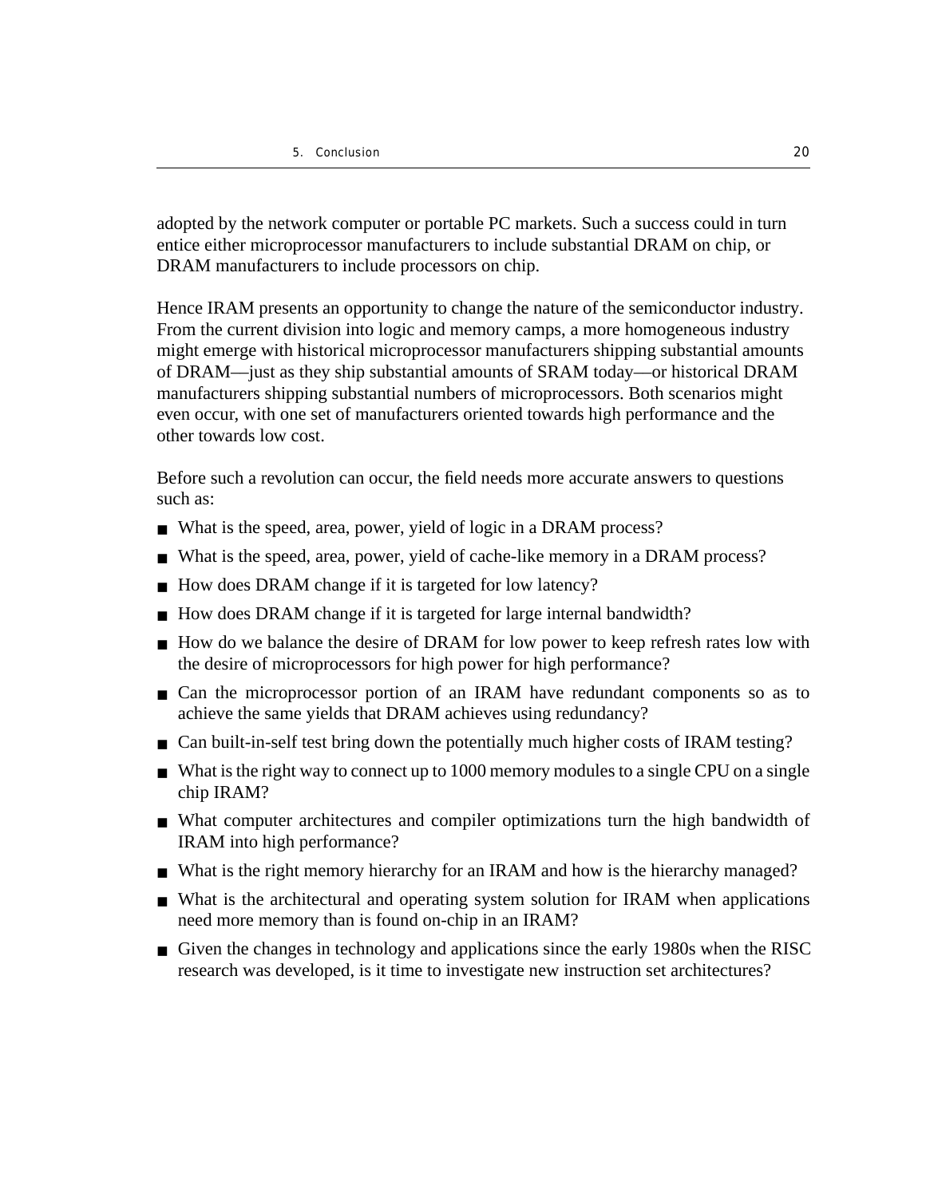adopted by the network computer or portable PC markets. Such a success could in turn entice either microprocessor manufacturers to include substantial DRAM on chip, or DRAM manufacturers to include processors on chip.

Hence IRAM presents an opportunity to change the nature of the semiconductor industry. From the current division into logic and memory camps, a more homogeneous industry might emerge with historical microprocessor manufacturers shipping substantial amounts of DRAM—just as they ship substantial amounts of SRAM today—or historical DRAM manufacturers shipping substantial numbers of microprocessors. Both scenarios might even occur, with one set of manufacturers oriented towards high performance and the other towards low cost.

Before such a revolution can occur, the field needs more accurate answers to questions such as:

- What is the speed, area, power, yield of logic in a DRAM process?
- What is the speed, area, power, yield of cache-like memory in a DRAM process?
- How does DRAM change if it is targeted for low latency?
- How does DRAM change if it is targeted for large internal bandwidth?
- How do we balance the desire of DRAM for low power to keep refresh rates low with the desire of microprocessors for high power for high performance?
- Can the microprocessor portion of an IRAM have redundant components so as to achieve the same yields that DRAM achieves using redundancy?
- Can built-in-self test bring down the potentially much higher costs of IRAM testing?
- What is the right way to connect up to 1000 memory modules to a single CPU on a single chip IRAM?
- What computer architectures and compiler optimizations turn the high bandwidth of IRAM into high performance?
- What is the right memory hierarchy for an IRAM and how is the hierarchy managed?
- What is the architectural and operating system solution for IRAM when applications need more memory than is found on-chip in an IRAM?
- Given the changes in technology and applications since the early 1980s when the RISC research was developed, is it time to investigate new instruction set architectures?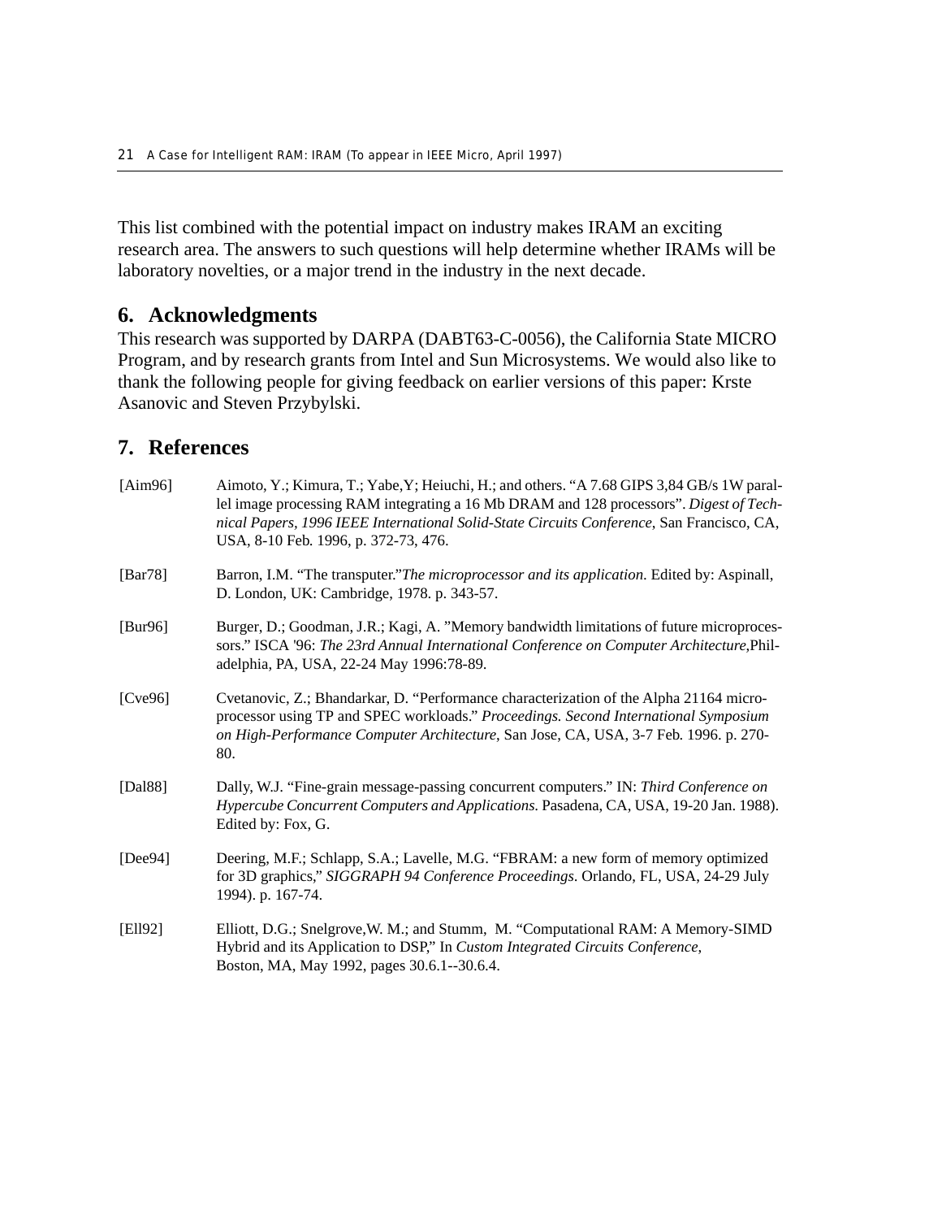This list combined with the potential impact on industry makes IRAM an exciting research area. The answers to such questions will help determine whether IRAMs will be laboratory novelties, or a major trend in the industry in the next decade.

## 6. Acknowledgments

This research was supported by DARPA (DABT63-C-0056), the California State MICRO Program, and by research grants from Intel and Sun Microsystems. We would also like to thank the following people for giving feedback on earlier versions of this paper: Krste Asanovic and Steven Przybylski.

## 7. References

[Aim96] Aimoto, Y.; Kimura, T.; Yabe,Y; Heiuchi, H.; and others. "A 7.68 GIPS 3,84 GB/s 1W parallel image processing RAM integrating a 16 Mb DRAM and 128 processors". *Digest of Technical Papers, 1996 IEEE International Solid-State Circuits Conference,* San Francisco, CA, USA, 8-10 Feb. 1996, p. 372-73, 476.

[Bar78] Barron, I.M. "The transputer."*The microprocessor and its application.* Edited by: Aspinall, D. London, UK: Cambridge, 1978. p. 343-57.

[Bur96] Burger, D.; Goodman, J.R.; Kagi, A. "Memory bandwidth limitations of future microprocessors." ISCA '96: *The 23rd Annual International Conference on Computer Architecture,*Philadelphia, PA, USA, 22-24 May 1996:78-89.

[Cve96] Cvetanovic, Z.; Bhandarkar, D. "Performance characterization of the Alpha 21164 microprocessor using TP and SPEC workloads." *Proceedings. Second International Symposium on High-Performance Computer Architecture*, San Jose, CA, USA, 3-7 Feb. 1996. p. 270-80.

[Dal88] Dally, W.J. "Fine-grain message-passing concurrent computers." IN: *Third Conference on Hypercube Concurrent Computers and Applications.* Pasadena, CA, USA, 19-20 Jan. 1988). Edited by: Fox, G.

[Dee94] Deering, M.F.; Schlapp, S.A.; Lavelle, M.G. "FBRAM: a new form of memory optimized for 3D graphics," *SIGGRAPH 94 Conference Proceedings*. Orlando, FL, USA, 24-29 July 1994). p. 167-74.

[Ell92] Elliott, D.G.; Snelgrove,W. M.; and Stumm, M. "Computational RAM: A Memory-SIMD Hybrid and its Application to DSP," In *Custom Integrated Circuits Conference,* Boston, MA, May 1992, pages 30.6.1--30.6.4.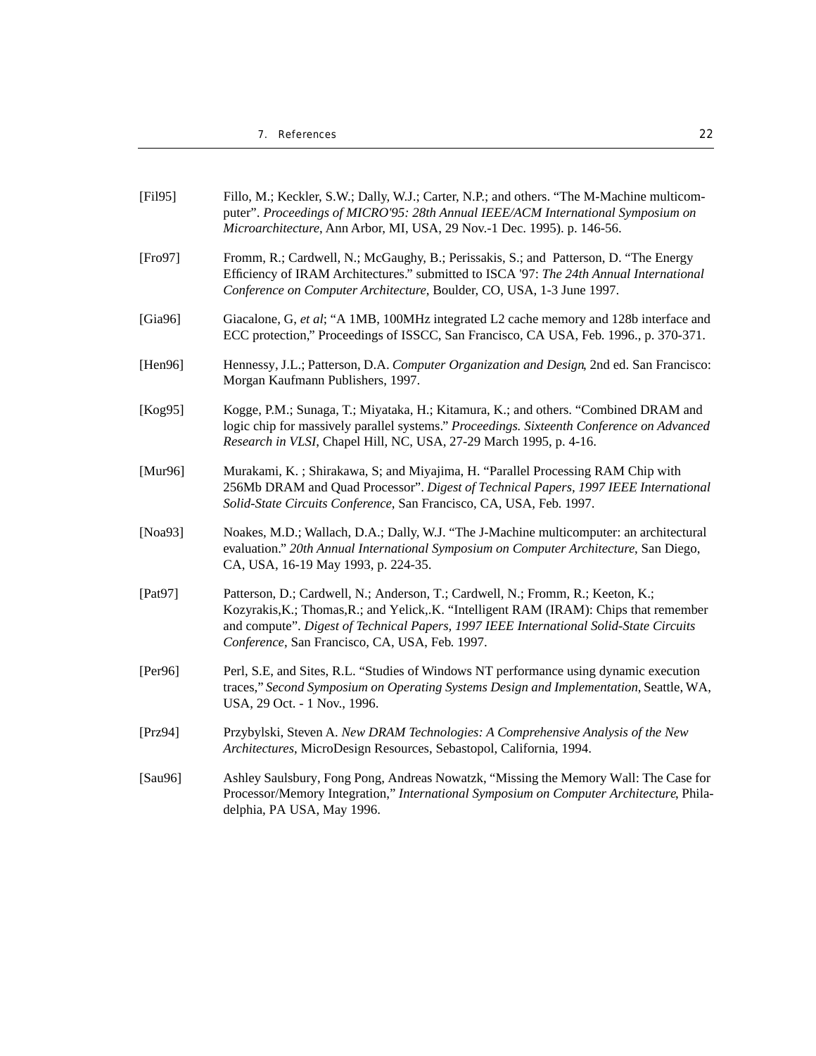[Fil95] Fillo, M.; Keckler, S.W.; Dally, W.J.; Carter, N.P.; and others. "The M-Machine multicomputer". *Proceedings of MICRO'95: 28th Annual IEEE/ACM International Symposium on Microarchitecture*, Ann Arbor, MI, USA, 29 Nov.-1 Dec. 1995). p. 146-56.

[Fro97] Fromm, R.; Cardwell, N.; McGaughy, B.; Perissakis, S.; and Patterson, D. "The Energy Efficiency of IRAM Architectures." submitted to ISCA '97: *The 24th Annual International Conference on Computer Architecture*, Boulder, CO, USA, 1-3 June 1997.

[Gia96] Giacalone, G, *et al*; "A 1MB, 100MHz integrated L2 cache memory and 128b interface and ECC protection," Proceedings of ISSCC, San Francisco, CA USA, Feb. 1996., p. 370-371.

[Hen96] Hennessy, J.L.; Patterson, D.A. *Computer Organization and Design*, 2nd ed. San Francisco: Morgan Kaufmann Publishers, 1997.

[Kog95] Kogge, P.M.; Sunaga, T.; Miyataka, H.; Kitamura, K.; and others. "Combined DRAM and logic chip for massively parallel systems." *Proceedings. Sixteenth Conference on Advanced Research in VLSI*, Chapel Hill, NC, USA, 27-29 March 1995, p. 4-16.

[Mur96] Murakami, K. ; Shirakawa, S; and Miyajima, H. "Parallel Processing RAM Chip with 256Mb DRAM and Quad Processor". *Digest of Technical Papers, 1997 IEEE International Solid-State Circuits Conference*, San Francisco, CA, USA, Feb. 1997.

[Noa93] Noakes, M.D.; Wallach, D.A.; Dally, W.J. "The J-Machine multicomputer: an architectural evaluation." *20th Annual International Symposium on Computer Architecture*, San Diego, CA, USA, 16-19 May 1993, p. 224-35.

[Pat97] Patterson, D.; Cardwell, N.; Anderson, T.; Cardwell, N.; Fromm, R.; Keeton, K.; Kozyrakis,K.; Thomas,R.; and Yelick,.K. "Intelligent RAM (IRAM): Chips that remember and compute". *Digest of Technical Papers, 1997 IEEE International Solid-State Circuits Conference*, San Francisco, CA, USA, Feb. 1997.

[Per96] Perl, S.E, and Sites, R.L. "Studies of Windows NT performance using dynamic execution traces," *Second Symposium on Operating Systems Design and Implementation*, Seattle, WA, USA, 29 Oct. - 1 Nov., 1996.

[Prz94] Przybylski, Steven A. *New DRAM Technologies: A Comprehensive Analysis of the New Architectures*, MicroDesign Resources, Sebastopol, California, 1994.

[Sau96] Ashley Saulsbury, Fong Pong, Andreas Nowatzk, "Missing the Memory Wall: The Case for Processor/Memory Integration," *International Symposium on Computer Architecture*, Philadelphia, PA USA, May 1996.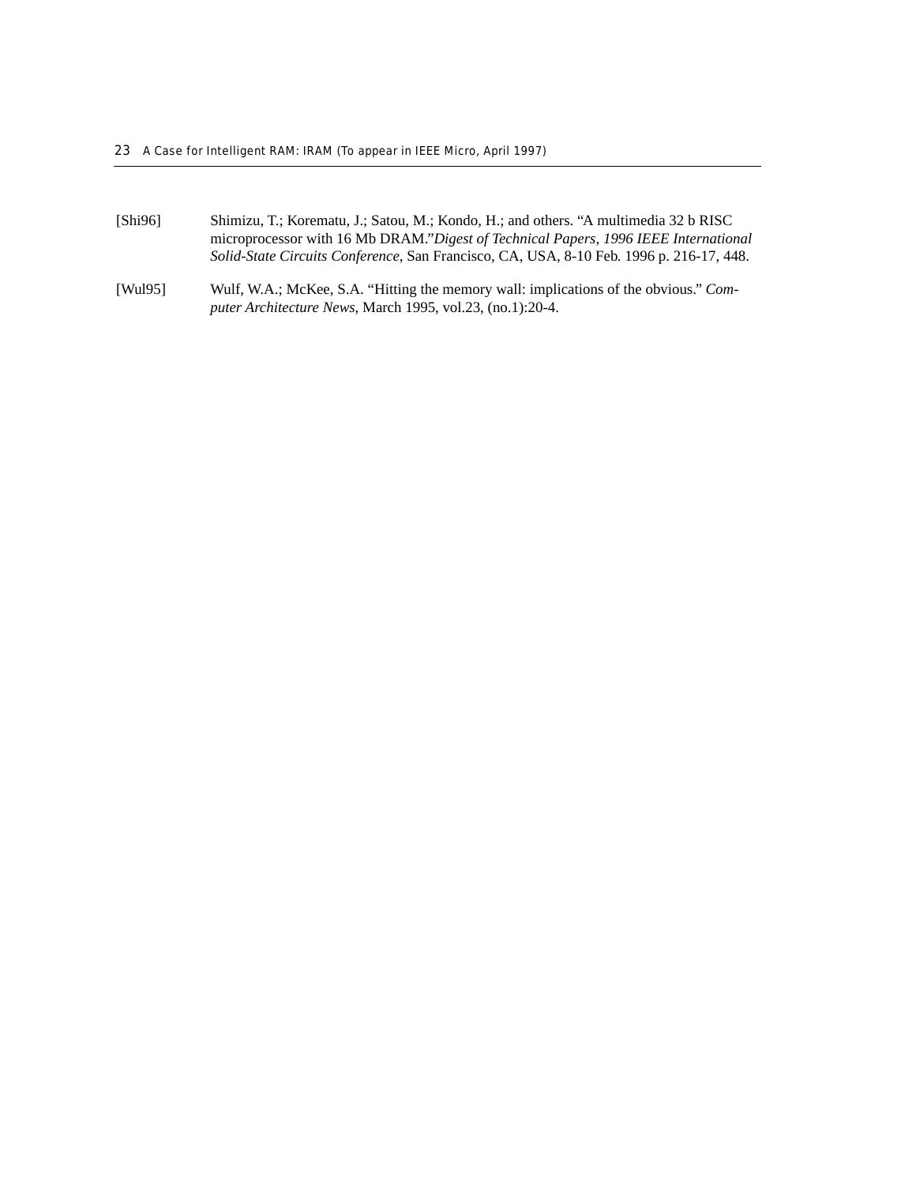[Shi96] Shimizu, T.; Korematu, J.; Satou, M.; Kondo, H.; and others. "A multimedia 32 b RISC microprocessor with 16 Mb DRAM."*Digest of Technical Papers, 1996 IEEE International Solid-State Circuits Conference*, San Francisco, CA, USA, 8-10 Feb. 1996 p. 216-17, 448.

[Wul95] Wulf, W.A.; McKee, S.A. "Hitting the memory wall: implications of the obvious." *Computer Architecture News*, March 1995, vol.23, (no.1):20-4.